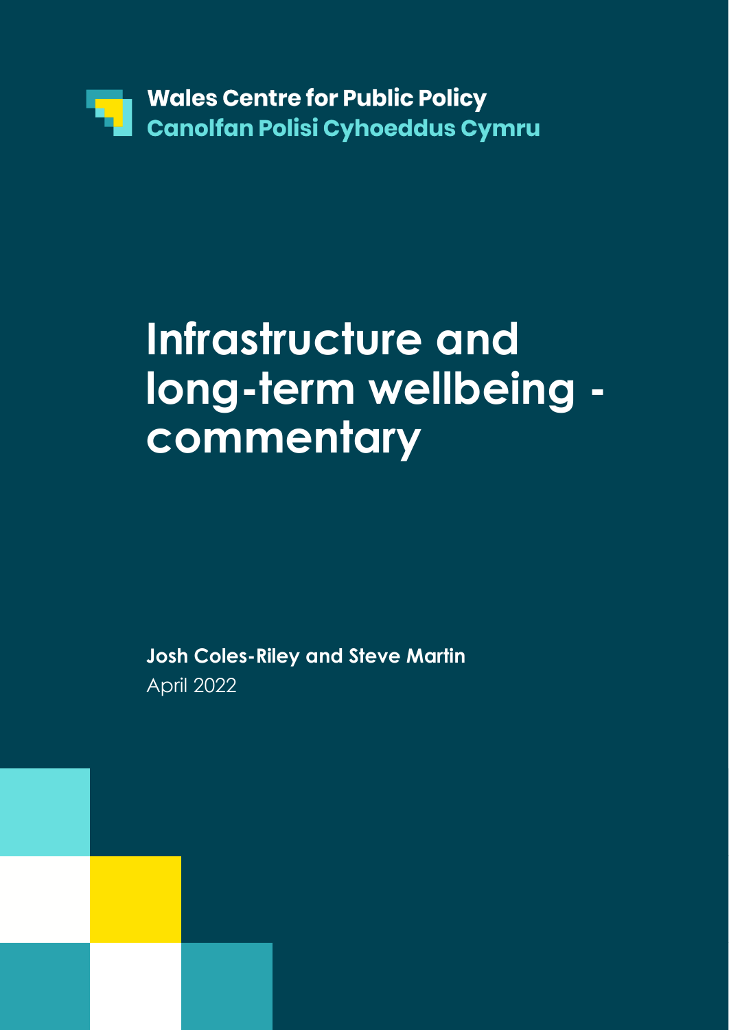Wales Centre for Public Policy
Canolfan Polisi Cyhoeddus Cymru

# Infrastructure and long-term wellbeing - commentary

**Josh Coles-Riley and Steve Martin**
April 2022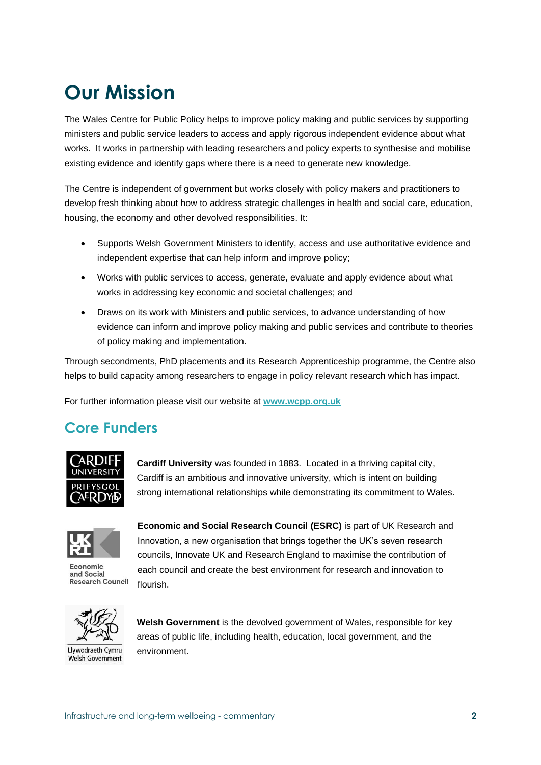# Our Mission

The Wales Centre for Public Policy helps to improve policy making and public services by supporting ministers and public service leaders to access and apply rigorous independent evidence about what works.  It works in partnership with leading researchers and policy experts to synthesise and mobilise existing evidence and identify gaps where there is a need to generate new knowledge.

The Centre is independent of government but works closely with policy makers and practitioners to develop fresh thinking about how to address strategic challenges in health and social care, education, housing, the economy and other devolved responsibilities. It:

- Supports Welsh Government Ministers to identify, access and use authoritative evidence and independent expertise that can help inform and improve policy;
- Works with public services to access, generate, evaluate and apply evidence about what works in addressing key economic and societal challenges; and
- Draws on its work with Ministers and public services, to advance understanding of how evidence can inform and improve policy making and public services and contribute to theories of policy making and implementation.

Through secondments, PhD placements and its Research Apprenticeship programme, the Centre also helps to build capacity among researchers to engage in policy relevant research which has impact.

For further information please visit our website at **www.wcpp.org.uk**

## Core Funders

**Cardiff University** was founded in 1883.  Located in a thriving capital city, Cardiff is an ambitious and innovative university, which is intent on building strong international relationships while demonstrating its commitment to Wales.

**Economic and Social Research Council (ESRC)** is part of UK Research and Innovation, a new organisation that brings together the UK's seven research councils, Innovate UK and Research England to maximise the contribution of each council and create the best environment for research and innovation to flourish.

**Welsh Government** is the devolved government of Wales, responsible for key areas of public life, including health, education, local government, and the environment.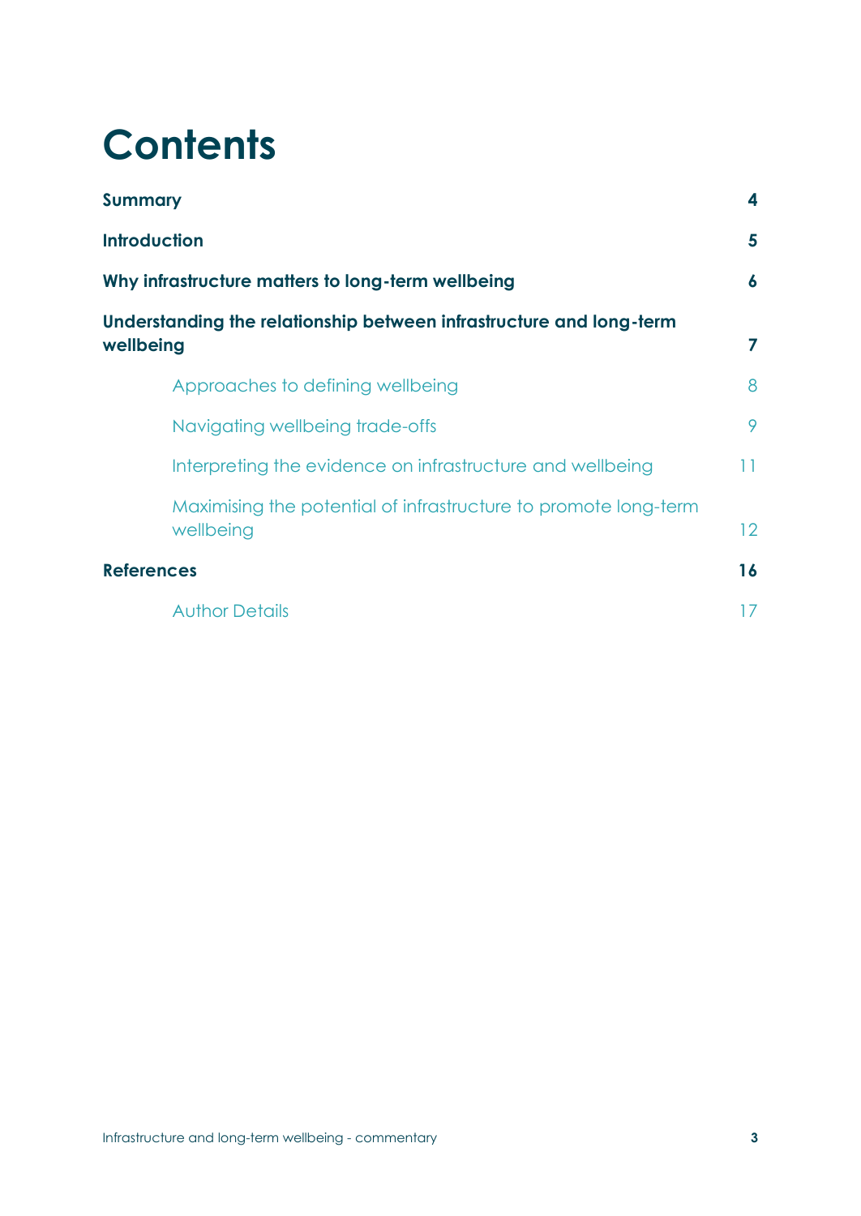# Contents

| | |
|---|---|
| **Summary** | **4** |
| **Introduction** | **5** |
| **Why infrastructure matters to long-term wellbeing** | **6** |
| **Understanding the relationship between infrastructure and long-term wellbeing** | **7** |
| Approaches to defining wellbeing | 8 |
| Navigating wellbeing trade-offs | 9 |
| Interpreting the evidence on infrastructure and wellbeing | 11 |
| Maximising the potential of infrastructure to promote long-term wellbeing | 12 |
| **References** | **16** |
| Author Details | 17 |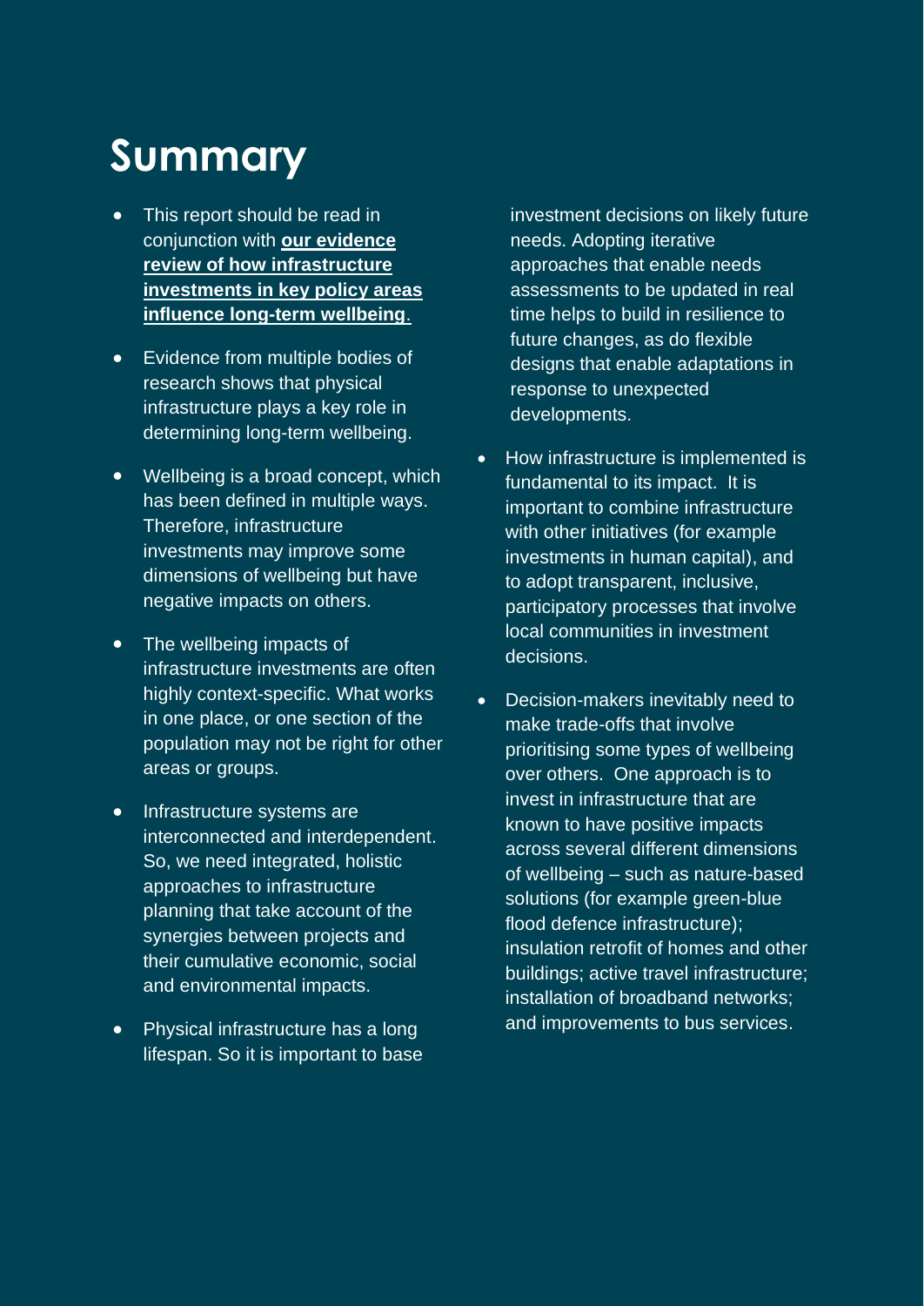# Summary

- This report should be read in conjunction with **our evidence review of how infrastructure investments in key policy areas influence long-term wellbeing**.
- Evidence from multiple bodies of research shows that physical infrastructure plays a key role in determining long-term wellbeing.
- Wellbeing is a broad concept, which has been defined in multiple ways. Therefore, infrastructure investments may improve some dimensions of wellbeing but have negative impacts on others.
- The wellbeing impacts of infrastructure investments are often highly context-specific. What works in one place, or one section of the population may not be right for other areas or groups.
- Infrastructure systems are interconnected and interdependent. So, we need integrated, holistic approaches to infrastructure planning that take account of the synergies between projects and their cumulative economic, social and environmental impacts.
- Physical infrastructure has a long lifespan. So it is important to base investment decisions on likely future needs. Adopting iterative approaches that enable needs assessments to be updated in real time helps to build in resilience to future changes, as do flexible designs that enable adaptations in response to unexpected developments.
- How infrastructure is implemented is fundamental to its impact. It is important to combine infrastructure with other initiatives (for example investments in human capital), and to adopt transparent, inclusive, participatory processes that involve local communities in investment decisions.
- Decision-makers inevitably need to make trade-offs that involve prioritising some types of wellbeing over others. One approach is to invest in infrastructure that are known to have positive impacts across several different dimensions of wellbeing – such as nature-based solutions (for example green-blue flood defence infrastructure); insulation retrofit of homes and other buildings; active travel infrastructure; installation of broadband networks; and improvements to bus services.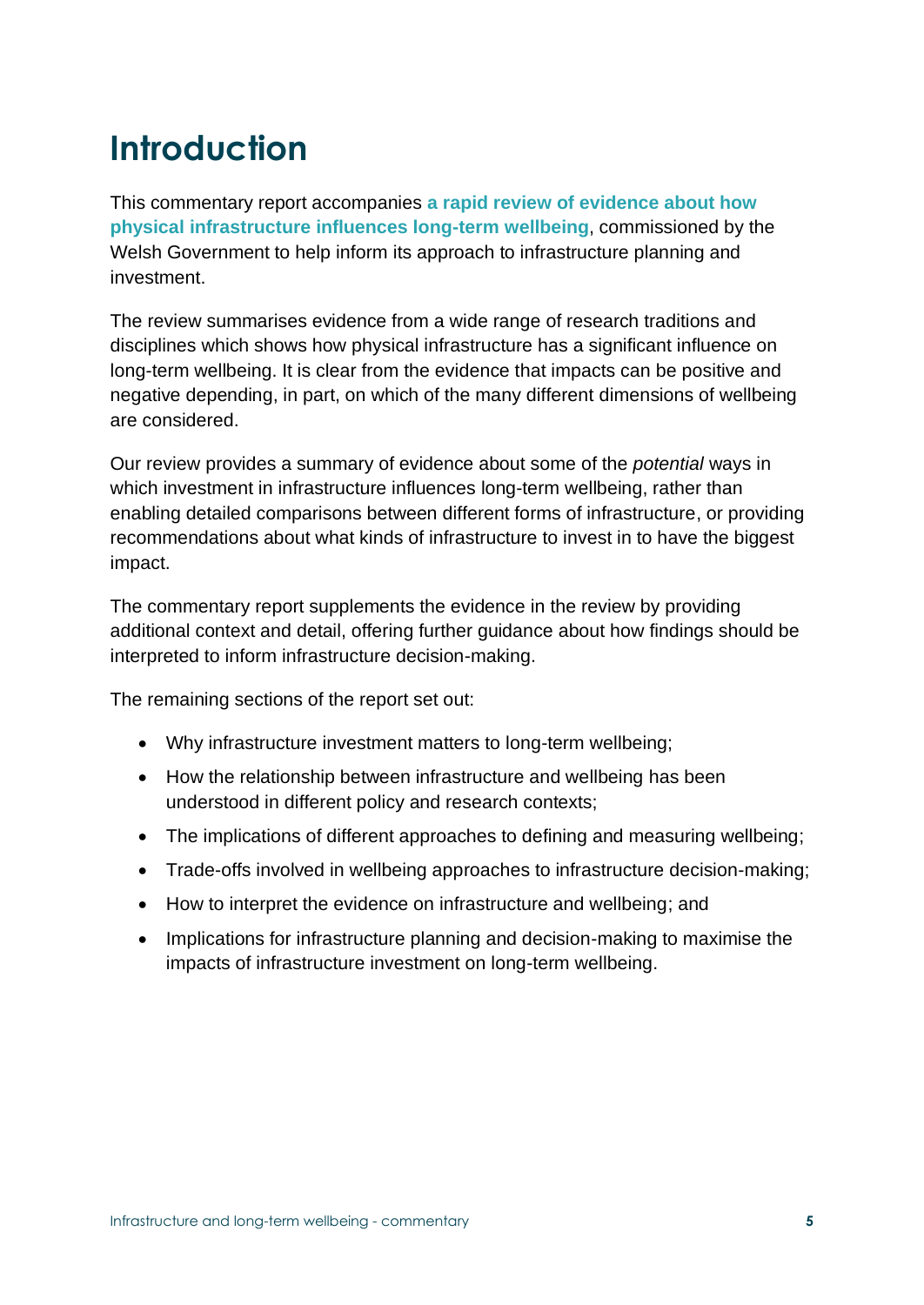# Introduction

This commentary report accompanies **a rapid review of evidence about how physical infrastructure influences long-term wellbeing**, commissioned by the Welsh Government to help inform its approach to infrastructure planning and investment.

The review summarises evidence from a wide range of research traditions and disciplines which shows how physical infrastructure has a significant influence on long-term wellbeing. It is clear from the evidence that impacts can be positive and negative depending, in part, on which of the many different dimensions of wellbeing are considered.

Our review provides a summary of evidence about some of the *potential* ways in which investment in infrastructure influences long-term wellbeing, rather than enabling detailed comparisons between different forms of infrastructure, or providing recommendations about what kinds of infrastructure to invest in to have the biggest impact.

The commentary report supplements the evidence in the review by providing additional context and detail, offering further guidance about how findings should be interpreted to inform infrastructure decision-making.

The remaining sections of the report set out:

- Why infrastructure investment matters to long-term wellbeing;
- How the relationship between infrastructure and wellbeing has been understood in different policy and research contexts;
- The implications of different approaches to defining and measuring wellbeing;
- Trade-offs involved in wellbeing approaches to infrastructure decision-making;
- How to interpret the evidence on infrastructure and wellbeing; and
- Implications for infrastructure planning and decision-making to maximise the impacts of infrastructure investment on long-term wellbeing.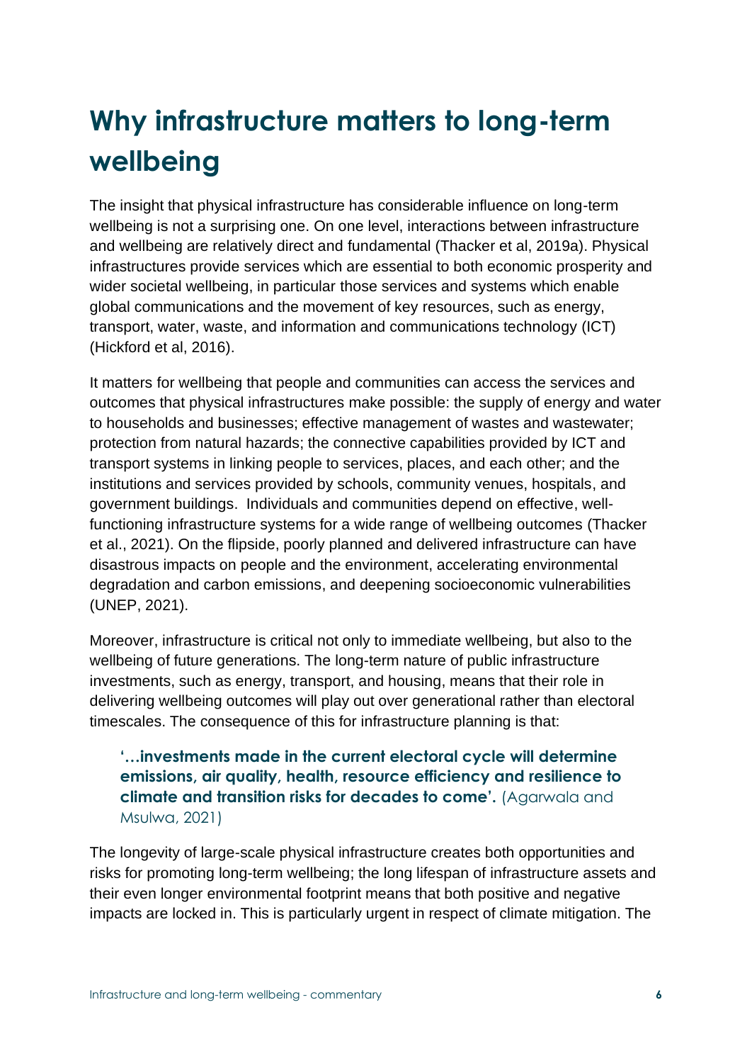# Why infrastructure matters to long-term wellbeing

The insight that physical infrastructure has considerable influence on long-term wellbeing is not a surprising one. On one level, interactions between infrastructure and wellbeing are relatively direct and fundamental (Thacker et al, 2019a). Physical infrastructures provide services which are essential to both economic prosperity and wider societal wellbeing, in particular those services and systems which enable global communications and the movement of key resources, such as energy, transport, water, waste, and information and communications technology (ICT) (Hickford et al, 2016).

It matters for wellbeing that people and communities can access the services and outcomes that physical infrastructures make possible: the supply of energy and water to households and businesses; effective management of wastes and wastewater; protection from natural hazards; the connective capabilities provided by ICT and transport systems in linking people to services, places, and each other; and the institutions and services provided by schools, community venues, hospitals, and government buildings. Individuals and communities depend on effective, well-functioning infrastructure systems for a wide range of wellbeing outcomes (Thacker et al., 2021). On the flipside, poorly planned and delivered infrastructure can have disastrous impacts on people and the environment, accelerating environmental degradation and carbon emissions, and deepening socioeconomic vulnerabilities (UNEP, 2021).

Moreover, infrastructure is critical not only to immediate wellbeing, but also to the wellbeing of future generations. The long-term nature of public infrastructure investments, such as energy, transport, and housing, means that their role in delivering wellbeing outcomes will play out over generational rather than electoral timescales. The consequence of this for infrastructure planning is that:

> **'…investments made in the current electoral cycle will determine emissions, air quality, health, resource efficiency and resilience to climate and transition risks for decades to come'.** (Agarwala and Msulwa, 2021)

The longevity of large-scale physical infrastructure creates both opportunities and risks for promoting long-term wellbeing; the long lifespan of infrastructure assets and their even longer environmental footprint means that both positive and negative impacts are locked in. This is particularly urgent in respect of climate mitigation. The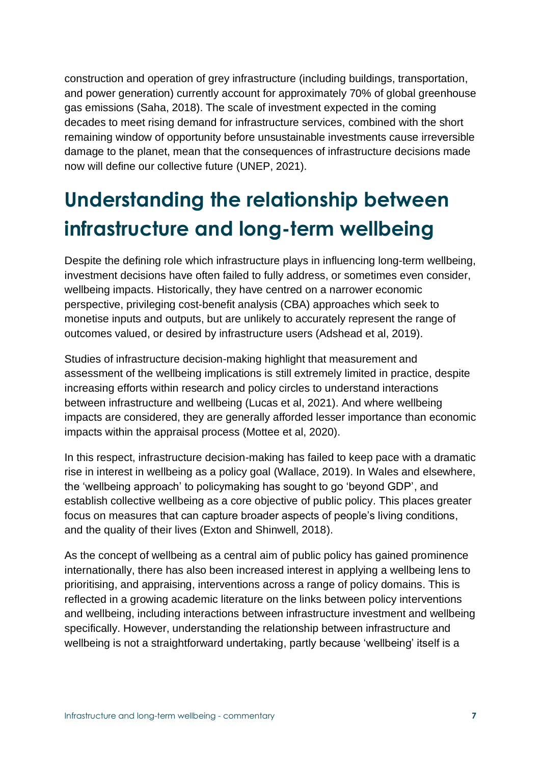construction and operation of grey infrastructure (including buildings, transportation, and power generation) currently account for approximately 70% of global greenhouse gas emissions (Saha, 2018). The scale of investment expected in the coming decades to meet rising demand for infrastructure services, combined with the short remaining window of opportunity before unsustainable investments cause irreversible damage to the planet, mean that the consequences of infrastructure decisions made now will define our collective future (UNEP, 2021).

# Understanding the relationship between infrastructure and long-term wellbeing

Despite the defining role which infrastructure plays in influencing long-term wellbeing, investment decisions have often failed to fully address, or sometimes even consider, wellbeing impacts. Historically, they have centred on a narrower economic perspective, privileging cost-benefit analysis (CBA) approaches which seek to monetise inputs and outputs, but are unlikely to accurately represent the range of outcomes valued, or desired by infrastructure users (Adshead et al, 2019).

Studies of infrastructure decision-making highlight that measurement and assessment of the wellbeing implications is still extremely limited in practice, despite increasing efforts within research and policy circles to understand interactions between infrastructure and wellbeing (Lucas et al, 2021). And where wellbeing impacts are considered, they are generally afforded lesser importance than economic impacts within the appraisal process (Mottee et al, 2020).

In this respect, infrastructure decision-making has failed to keep pace with a dramatic rise in interest in wellbeing as a policy goal (Wallace, 2019). In Wales and elsewhere, the 'wellbeing approach' to policymaking has sought to go 'beyond GDP', and establish collective wellbeing as a core objective of public policy. This places greater focus on measures that can capture broader aspects of people's living conditions, and the quality of their lives (Exton and Shinwell, 2018).

As the concept of wellbeing as a central aim of public policy has gained prominence internationally, there has also been increased interest in applying a wellbeing lens to prioritising, and appraising, interventions across a range of policy domains. This is reflected in a growing academic literature on the links between policy interventions and wellbeing, including interactions between infrastructure investment and wellbeing specifically. However, understanding the relationship between infrastructure and wellbeing is not a straightforward undertaking, partly because 'wellbeing' itself is a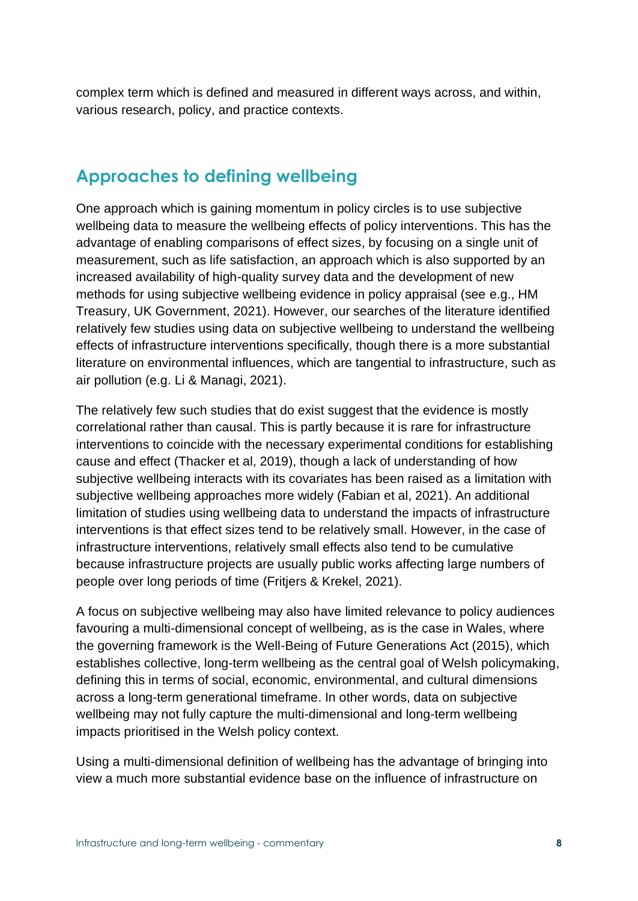complex term which is defined and measured in different ways across, and within, various research, policy, and practice contexts.

## Approaches to defining wellbeing

One approach which is gaining momentum in policy circles is to use subjective wellbeing data to measure the wellbeing effects of policy interventions. This has the advantage of enabling comparisons of effect sizes, by focusing on a single unit of measurement, such as life satisfaction, an approach which is also supported by an increased availability of high-quality survey data and the development of new methods for using subjective wellbeing evidence in policy appraisal (see e.g., HM Treasury, UK Government, 2021). However, our searches of the literature identified relatively few studies using data on subjective wellbeing to understand the wellbeing effects of infrastructure interventions specifically, though there is a more substantial literature on environmental influences, which are tangential to infrastructure, such as air pollution (e.g. Li & Managi, 2021).

The relatively few such studies that do exist suggest that the evidence is mostly correlational rather than causal. This is partly because it is rare for infrastructure interventions to coincide with the necessary experimental conditions for establishing cause and effect (Thacker et al, 2019), though a lack of understanding of how subjective wellbeing interacts with its covariates has been raised as a limitation with subjective wellbeing approaches more widely (Fabian et al, 2021). An additional limitation of studies using wellbeing data to understand the impacts of infrastructure interventions is that effect sizes tend to be relatively small. However, in the case of infrastructure interventions, relatively small effects also tend to be cumulative because infrastructure projects are usually public works affecting large numbers of people over long periods of time (Fritjers & Krekel, 2021).

A focus on subjective wellbeing may also have limited relevance to policy audiences favouring a multi-dimensional concept of wellbeing, as is the case in Wales, where the governing framework is the Well-Being of Future Generations Act (2015), which establishes collective, long-term wellbeing as the central goal of Welsh policymaking, defining this in terms of social, economic, environmental, and cultural dimensions across a long-term generational timeframe. In other words, data on subjective wellbeing may not fully capture the multi-dimensional and long-term wellbeing impacts prioritised in the Welsh policy context.

Using a multi-dimensional definition of wellbeing has the advantage of bringing into view a much more substantial evidence base on the influence of infrastructure on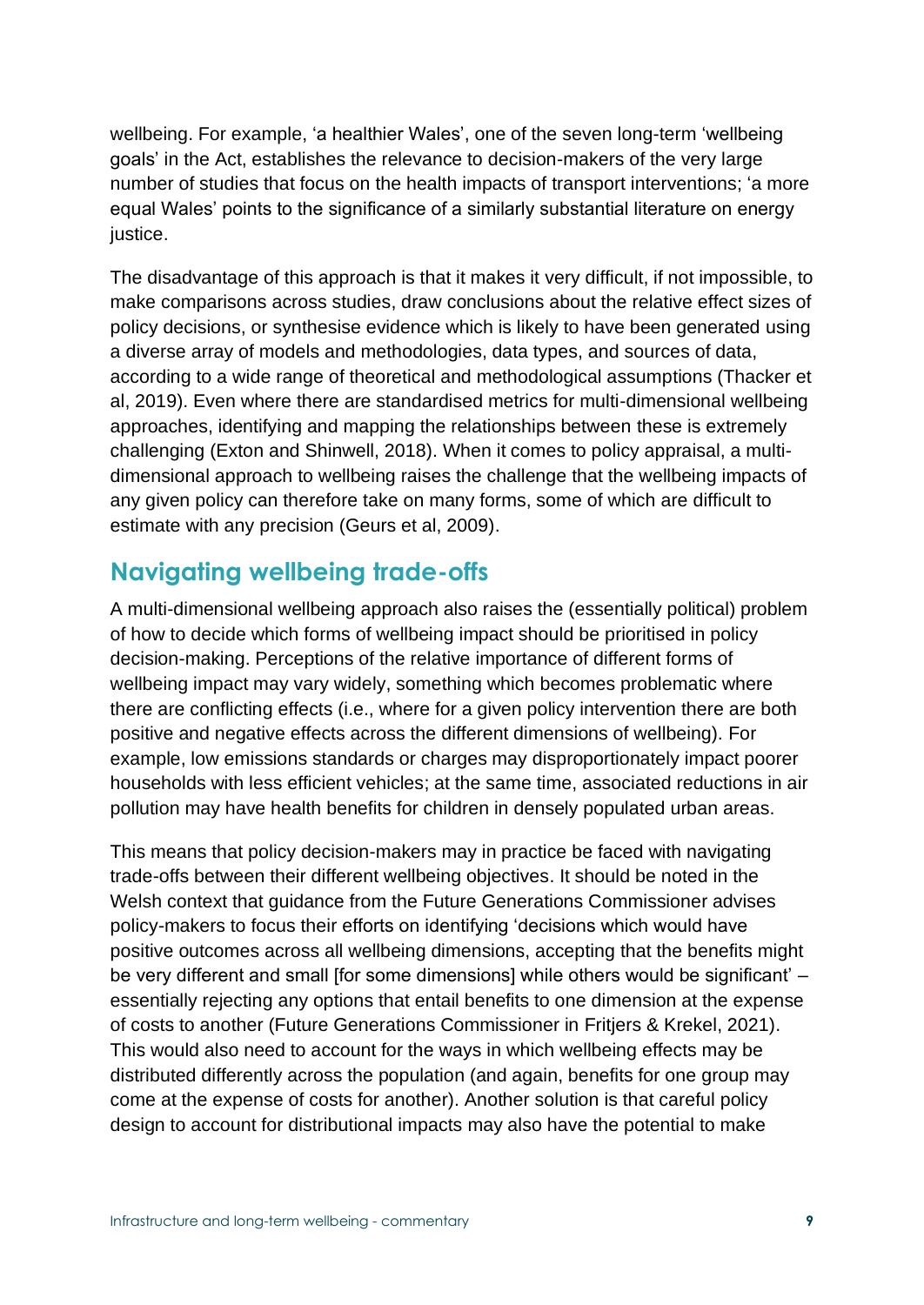wellbeing. For example, 'a healthier Wales', one of the seven long-term 'wellbeing goals' in the Act, establishes the relevance to decision-makers of the very large number of studies that focus on the health impacts of transport interventions; 'a more equal Wales' points to the significance of a similarly substantial literature on energy justice.

The disadvantage of this approach is that it makes it very difficult, if not impossible, to make comparisons across studies, draw conclusions about the relative effect sizes of policy decisions, or synthesise evidence which is likely to have been generated using a diverse array of models and methodologies, data types, and sources of data, according to a wide range of theoretical and methodological assumptions (Thacker et al, 2019). Even where there are standardised metrics for multi-dimensional wellbeing approaches, identifying and mapping the relationships between these is extremely challenging (Exton and Shinwell, 2018). When it comes to policy appraisal, a multi-dimensional approach to wellbeing raises the challenge that the wellbeing impacts of any given policy can therefore take on many forms, some of which are difficult to estimate with any precision (Geurs et al, 2009).

## Navigating wellbeing trade-offs

A multi-dimensional wellbeing approach also raises the (essentially political) problem of how to decide which forms of wellbeing impact should be prioritised in policy decision-making. Perceptions of the relative importance of different forms of wellbeing impact may vary widely, something which becomes problematic where there are conflicting effects (i.e., where for a given policy intervention there are both positive and negative effects across the different dimensions of wellbeing). For example, low emissions standards or charges may disproportionately impact poorer households with less efficient vehicles; at the same time, associated reductions in air pollution may have health benefits for children in densely populated urban areas.

This means that policy decision-makers may in practice be faced with navigating trade-offs between their different wellbeing objectives. It should be noted in the Welsh context that guidance from the Future Generations Commissioner advises policy-makers to focus their efforts on identifying 'decisions which would have positive outcomes across all wellbeing dimensions, accepting that the benefits might be very different and small [for some dimensions] while others would be significant' – essentially rejecting any options that entail benefits to one dimension at the expense of costs to another (Future Generations Commissioner in Fritjers & Krekel, 2021). This would also need to account for the ways in which wellbeing effects may be distributed differently across the population (and again, benefits for one group may come at the expense of costs for another). Another solution is that careful policy design to account for distributional impacts may also have the potential to make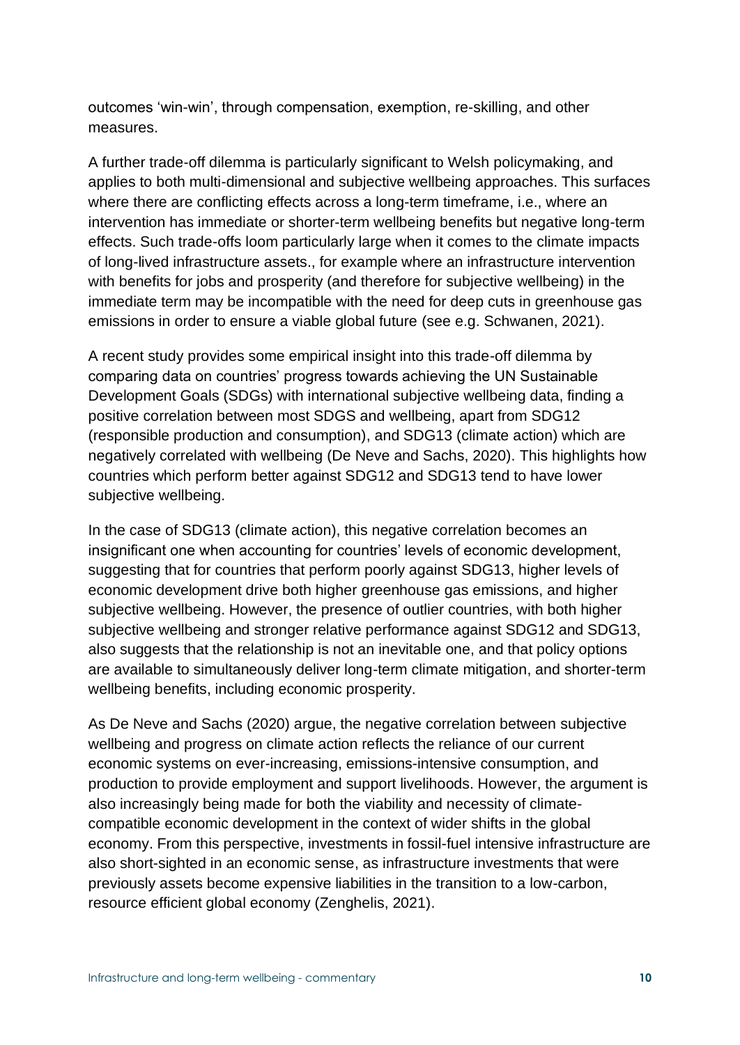outcomes 'win-win', through compensation, exemption, re-skilling, and other measures.

A further trade-off dilemma is particularly significant to Welsh policymaking, and applies to both multi-dimensional and subjective wellbeing approaches. This surfaces where there are conflicting effects across a long-term timeframe, i.e., where an intervention has immediate or shorter-term wellbeing benefits but negative long-term effects. Such trade-offs loom particularly large when it comes to the climate impacts of long-lived infrastructure assets., for example where an infrastructure intervention with benefits for jobs and prosperity (and therefore for subjective wellbeing) in the immediate term may be incompatible with the need for deep cuts in greenhouse gas emissions in order to ensure a viable global future (see e.g. Schwanen, 2021).

A recent study provides some empirical insight into this trade-off dilemma by comparing data on countries' progress towards achieving the UN Sustainable Development Goals (SDGs) with international subjective wellbeing data, finding a positive correlation between most SDGS and wellbeing, apart from SDG12 (responsible production and consumption), and SDG13 (climate action) which are negatively correlated with wellbeing (De Neve and Sachs, 2020). This highlights how countries which perform better against SDG12 and SDG13 tend to have lower subjective wellbeing.

In the case of SDG13 (climate action), this negative correlation becomes an insignificant one when accounting for countries' levels of economic development, suggesting that for countries that perform poorly against SDG13, higher levels of economic development drive both higher greenhouse gas emissions, and higher subjective wellbeing. However, the presence of outlier countries, with both higher subjective wellbeing and stronger relative performance against SDG12 and SDG13, also suggests that the relationship is not an inevitable one, and that policy options are available to simultaneously deliver long-term climate mitigation, and shorter-term wellbeing benefits, including economic prosperity.

As De Neve and Sachs (2020) argue, the negative correlation between subjective wellbeing and progress on climate action reflects the reliance of our current economic systems on ever-increasing, emissions-intensive consumption, and production to provide employment and support livelihoods. However, the argument is also increasingly being made for both the viability and necessity of climate-compatible economic development in the context of wider shifts in the global economy. From this perspective, investments in fossil-fuel intensive infrastructure are also short-sighted in an economic sense, as infrastructure investments that were previously assets become expensive liabilities in the transition to a low-carbon, resource efficient global economy (Zenghelis, 2021).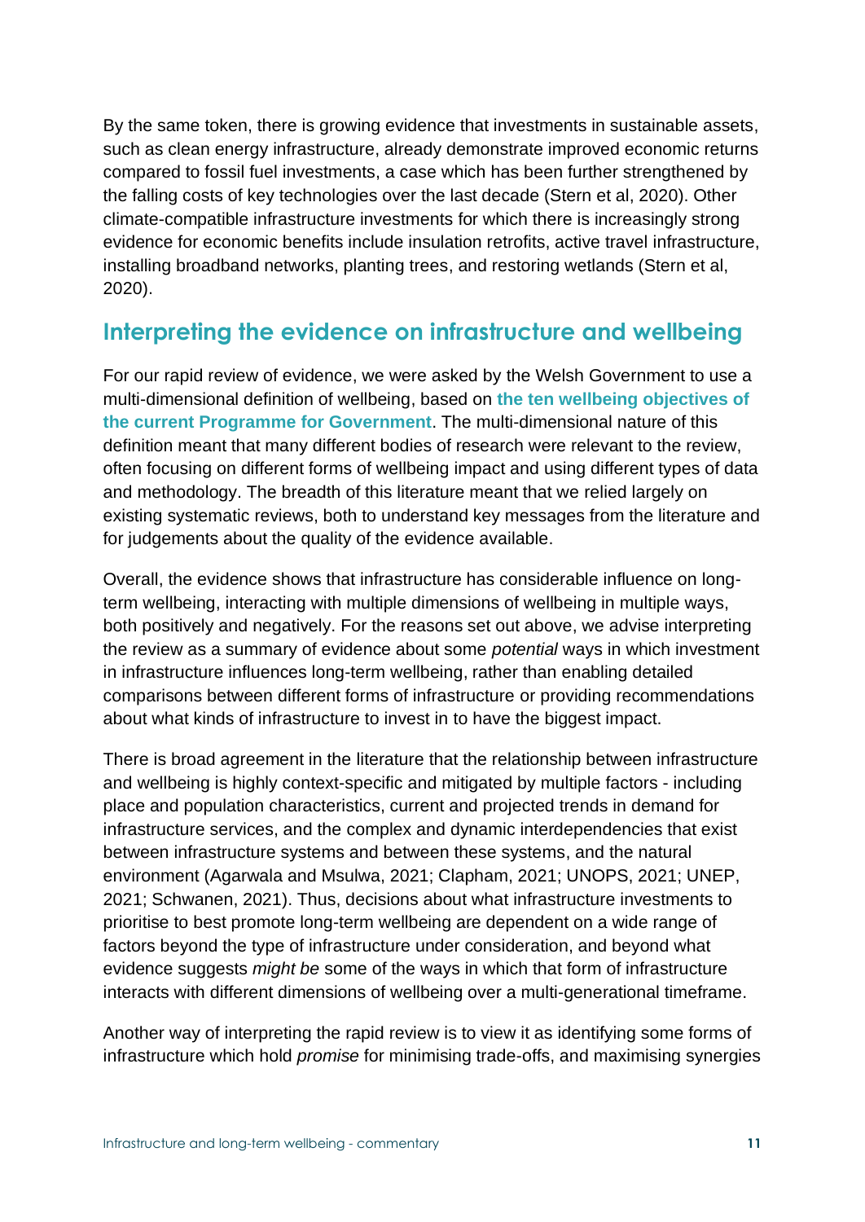By the same token, there is growing evidence that investments in sustainable assets, such as clean energy infrastructure, already demonstrate improved economic returns compared to fossil fuel investments, a case which has been further strengthened by the falling costs of key technologies over the last decade (Stern et al, 2020). Other climate-compatible infrastructure investments for which there is increasingly strong evidence for economic benefits include insulation retrofits, active travel infrastructure, installing broadband networks, planting trees, and restoring wetlands (Stern et al, 2020).

## Interpreting the evidence on infrastructure and wellbeing

For our rapid review of evidence, we were asked by the Welsh Government to use a multi-dimensional definition of wellbeing, based on **the ten wellbeing objectives of the current Programme for Government**. The multi-dimensional nature of this definition meant that many different bodies of research were relevant to the review, often focusing on different forms of wellbeing impact and using different types of data and methodology. The breadth of this literature meant that we relied largely on existing systematic reviews, both to understand key messages from the literature and for judgements about the quality of the evidence available.

Overall, the evidence shows that infrastructure has considerable influence on long-term wellbeing, interacting with multiple dimensions of wellbeing in multiple ways, both positively and negatively. For the reasons set out above, we advise interpreting the review as a summary of evidence about some *potential* ways in which investment in infrastructure influences long-term wellbeing, rather than enabling detailed comparisons between different forms of infrastructure or providing recommendations about what kinds of infrastructure to invest in to have the biggest impact.

There is broad agreement in the literature that the relationship between infrastructure and wellbeing is highly context-specific and mitigated by multiple factors - including place and population characteristics, current and projected trends in demand for infrastructure services, and the complex and dynamic interdependencies that exist between infrastructure systems and between these systems, and the natural environment (Agarwala and Msulwa, 2021; Clapham, 2021; UNOPS, 2021; UNEP, 2021; Schwanen, 2021). Thus, decisions about what infrastructure investments to prioritise to best promote long-term wellbeing are dependent on a wide range of factors beyond the type of infrastructure under consideration, and beyond what evidence suggests *might be* some of the ways in which that form of infrastructure interacts with different dimensions of wellbeing over a multi-generational timeframe.

Another way of interpreting the rapid review is to view it as identifying some forms of infrastructure which hold *promise* for minimising trade-offs, and maximising synergies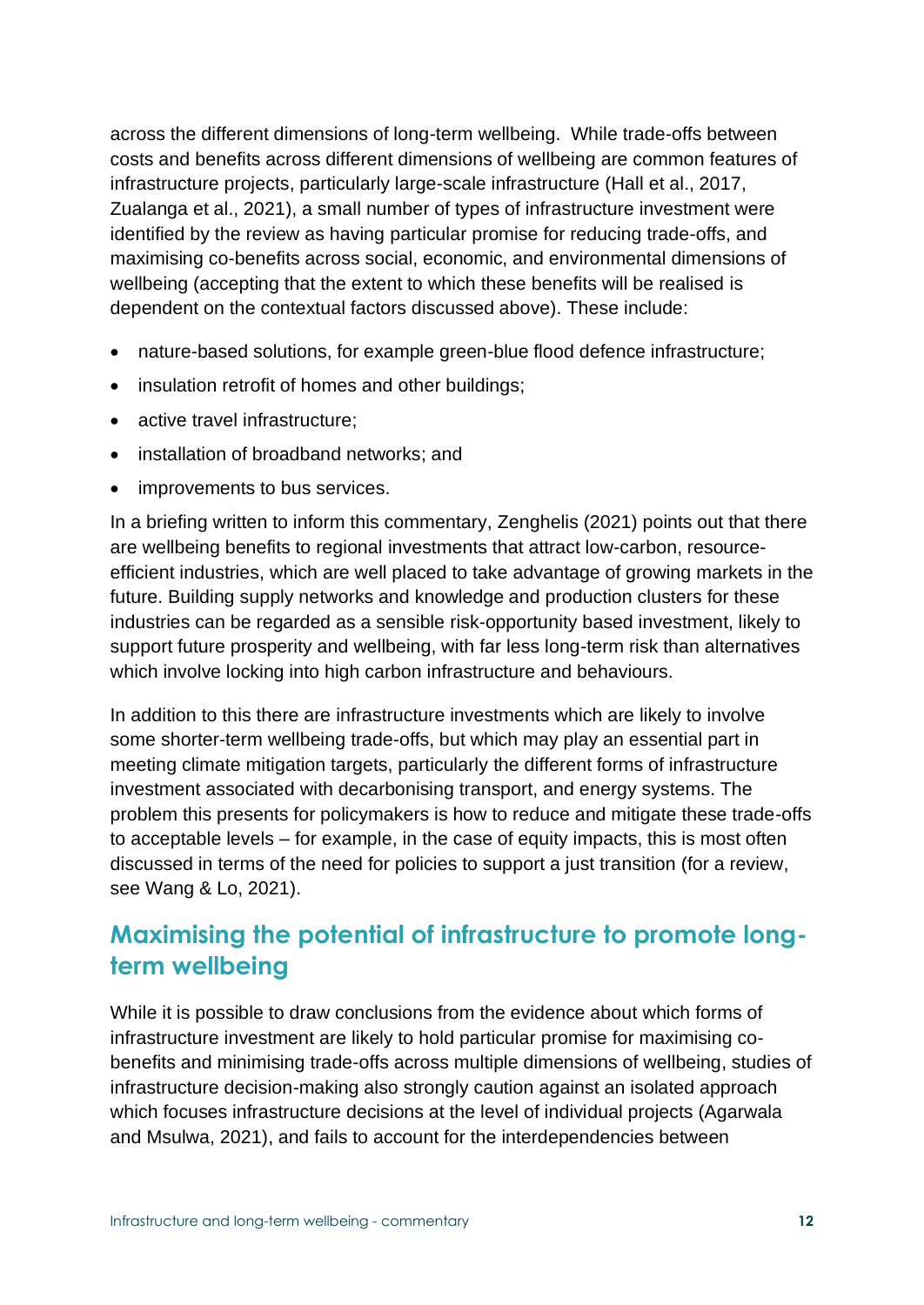across the different dimensions of long-term wellbeing. While trade-offs between costs and benefits across different dimensions of wellbeing are common features of infrastructure projects, particularly large-scale infrastructure (Hall et al., 2017, Zualanga et al., 2021), a small number of types of infrastructure investment were identified by the review as having particular promise for reducing trade-offs, and maximising co-benefits across social, economic, and environmental dimensions of wellbeing (accepting that the extent to which these benefits will be realised is dependent on the contextual factors discussed above). These include:

- nature-based solutions, for example green-blue flood defence infrastructure;
- insulation retrofit of homes and other buildings;
- active travel infrastructure;
- installation of broadband networks; and
- improvements to bus services.

In a briefing written to inform this commentary, Zenghelis (2021) points out that there are wellbeing benefits to regional investments that attract low-carbon, resource-efficient industries, which are well placed to take advantage of growing markets in the future. Building supply networks and knowledge and production clusters for these industries can be regarded as a sensible risk-opportunity based investment, likely to support future prosperity and wellbeing, with far less long-term risk than alternatives which involve locking into high carbon infrastructure and behaviours.

In addition to this there are infrastructure investments which are likely to involve some shorter-term wellbeing trade-offs, but which may play an essential part in meeting climate mitigation targets, particularly the different forms of infrastructure investment associated with decarbonising transport, and energy systems. The problem this presents for policymakers is how to reduce and mitigate these trade-offs to acceptable levels – for example, in the case of equity impacts, this is most often discussed in terms of the need for policies to support a just transition (for a review, see Wang & Lo, 2021).

## Maximising the potential of infrastructure to promote long-term wellbeing

While it is possible to draw conclusions from the evidence about which forms of infrastructure investment are likely to hold particular promise for maximising co-benefits and minimising trade-offs across multiple dimensions of wellbeing, studies of infrastructure decision-making also strongly caution against an isolated approach which focuses infrastructure decisions at the level of individual projects (Agarwala and Msulwa, 2021), and fails to account for the interdependencies between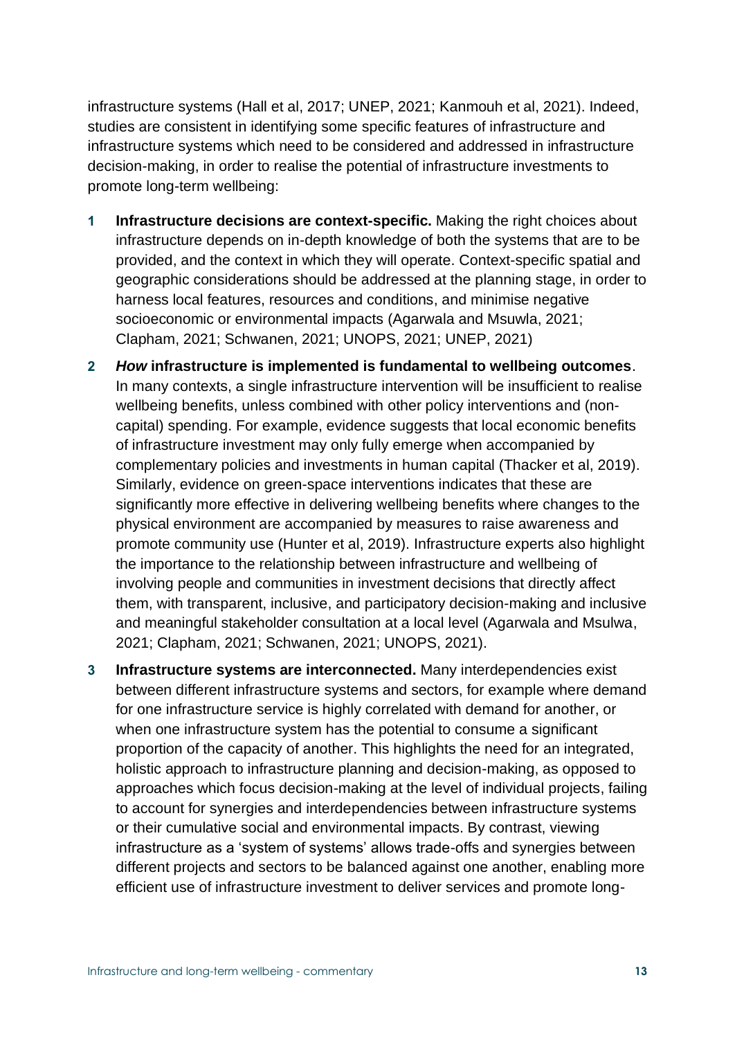infrastructure systems (Hall et al, 2017; UNEP, 2021; Kanmouh et al, 2021). Indeed, studies are consistent in identifying some specific features of infrastructure and infrastructure systems which need to be considered and addressed in infrastructure decision-making, in order to realise the potential of infrastructure investments to promote long-term wellbeing:

1. **Infrastructure decisions are context-specific.** Making the right choices about infrastructure depends on in-depth knowledge of both the systems that are to be provided, and the context in which they will operate. Context-specific spatial and geographic considerations should be addressed at the planning stage, in order to harness local features, resources and conditions, and minimise negative socioeconomic or environmental impacts (Agarwala and Msuwla, 2021; Clapham, 2021; Schwanen, 2021; UNOPS, 2021; UNEP, 2021)
2. ***How* infrastructure is implemented is fundamental to wellbeing outcomes**. In many contexts, a single infrastructure intervention will be insufficient to realise wellbeing benefits, unless combined with other policy interventions and (non-capital) spending. For example, evidence suggests that local economic benefits of infrastructure investment may only fully emerge when accompanied by complementary policies and investments in human capital (Thacker et al, 2019). Similarly, evidence on green-space interventions indicates that these are significantly more effective in delivering wellbeing benefits where changes to the physical environment are accompanied by measures to raise awareness and promote community use (Hunter et al, 2019). Infrastructure experts also highlight the importance to the relationship between infrastructure and wellbeing of involving people and communities in investment decisions that directly affect them, with transparent, inclusive, and participatory decision-making and inclusive and meaningful stakeholder consultation at a local level (Agarwala and Msulwa, 2021; Clapham, 2021; Schwanen, 2021; UNOPS, 2021).
3. **Infrastructure systems are interconnected.** Many interdependencies exist between different infrastructure systems and sectors, for example where demand for one infrastructure service is highly correlated with demand for another, or when one infrastructure system has the potential to consume a significant proportion of the capacity of another. This highlights the need for an integrated, holistic approach to infrastructure planning and decision-making, as opposed to approaches which focus decision-making at the level of individual projects, failing to account for synergies and interdependencies between infrastructure systems or their cumulative social and environmental impacts. By contrast, viewing infrastructure as a 'system of systems' allows trade-offs and synergies between different projects and sectors to be balanced against one another, enabling more efficient use of infrastructure investment to deliver services and promote long-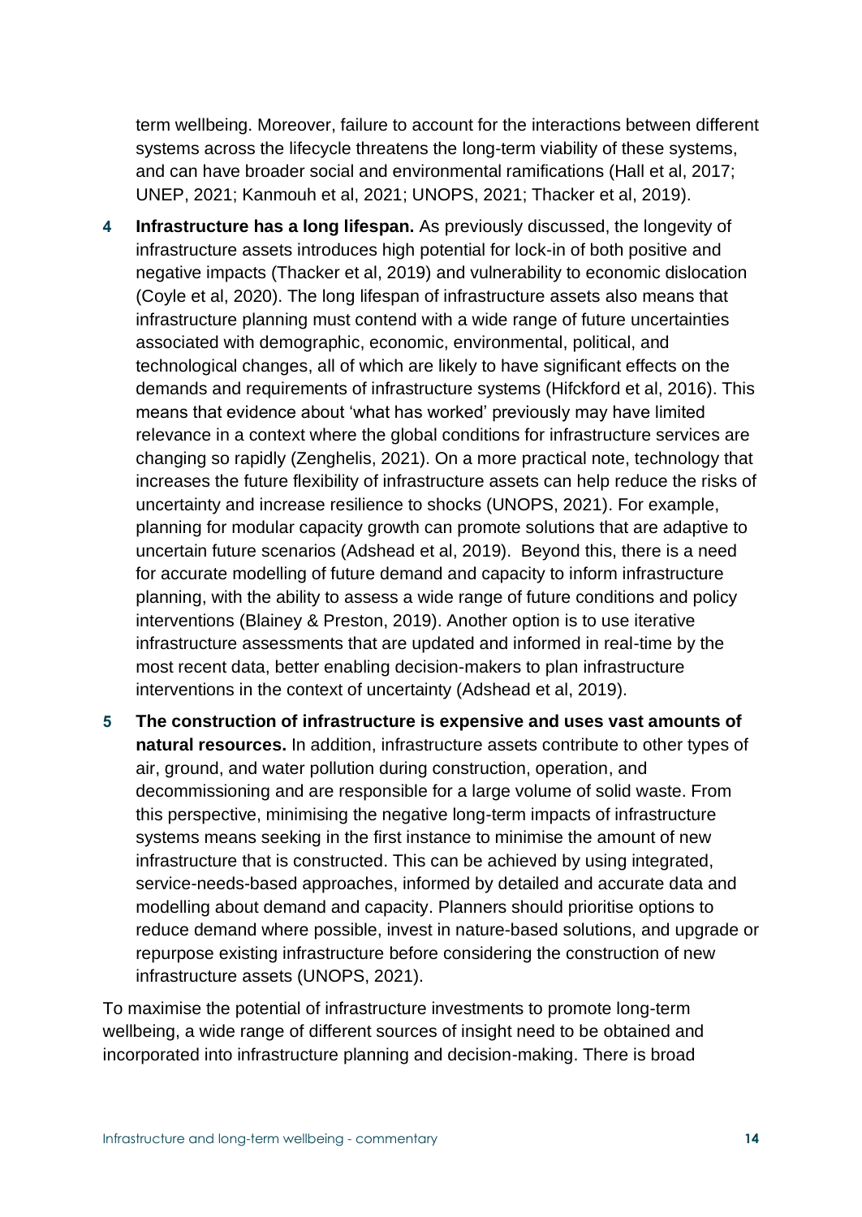term wellbeing. Moreover, failure to account for the interactions between different systems across the lifecycle threatens the long-term viability of these systems, and can have broader social and environmental ramifications (Hall et al, 2017; UNEP, 2021; Kanmouh et al, 2021; UNOPS, 2021; Thacker et al, 2019).

4. **Infrastructure has a long lifespan.** As previously discussed, the longevity of infrastructure assets introduces high potential for lock-in of both positive and negative impacts (Thacker et al, 2019) and vulnerability to economic dislocation (Coyle et al, 2020). The long lifespan of infrastructure assets also means that infrastructure planning must contend with a wide range of future uncertainties associated with demographic, economic, environmental, political, and technological changes, all of which are likely to have significant effects on the demands and requirements of infrastructure systems (Hifckford et al, 2016). This means that evidence about 'what has worked' previously may have limited relevance in a context where the global conditions for infrastructure services are changing so rapidly (Zenghelis, 2021). On a more practical note, technology that increases the future flexibility of infrastructure assets can help reduce the risks of uncertainty and increase resilience to shocks (UNOPS, 2021). For example, planning for modular capacity growth can promote solutions that are adaptive to uncertain future scenarios (Adshead et al, 2019). Beyond this, there is a need for accurate modelling of future demand and capacity to inform infrastructure planning, with the ability to assess a wide range of future conditions and policy interventions (Blainey & Preston, 2019). Another option is to use iterative infrastructure assessments that are updated and informed in real-time by the most recent data, better enabling decision-makers to plan infrastructure interventions in the context of uncertainty (Adshead et al, 2019).

5. **The construction of infrastructure is expensive and uses vast amounts of natural resources.** In addition, infrastructure assets contribute to other types of air, ground, and water pollution during construction, operation, and decommissioning and are responsible for a large volume of solid waste. From this perspective, minimising the negative long-term impacts of infrastructure systems means seeking in the first instance to minimise the amount of new infrastructure that is constructed. This can be achieved by using integrated, service-needs-based approaches, informed by detailed and accurate data and modelling about demand and capacity. Planners should prioritise options to reduce demand where possible, invest in nature-based solutions, and upgrade or repurpose existing infrastructure before considering the construction of new infrastructure assets (UNOPS, 2021).

To maximise the potential of infrastructure investments to promote long-term wellbeing, a wide range of different sources of insight need to be obtained and incorporated into infrastructure planning and decision-making. There is broad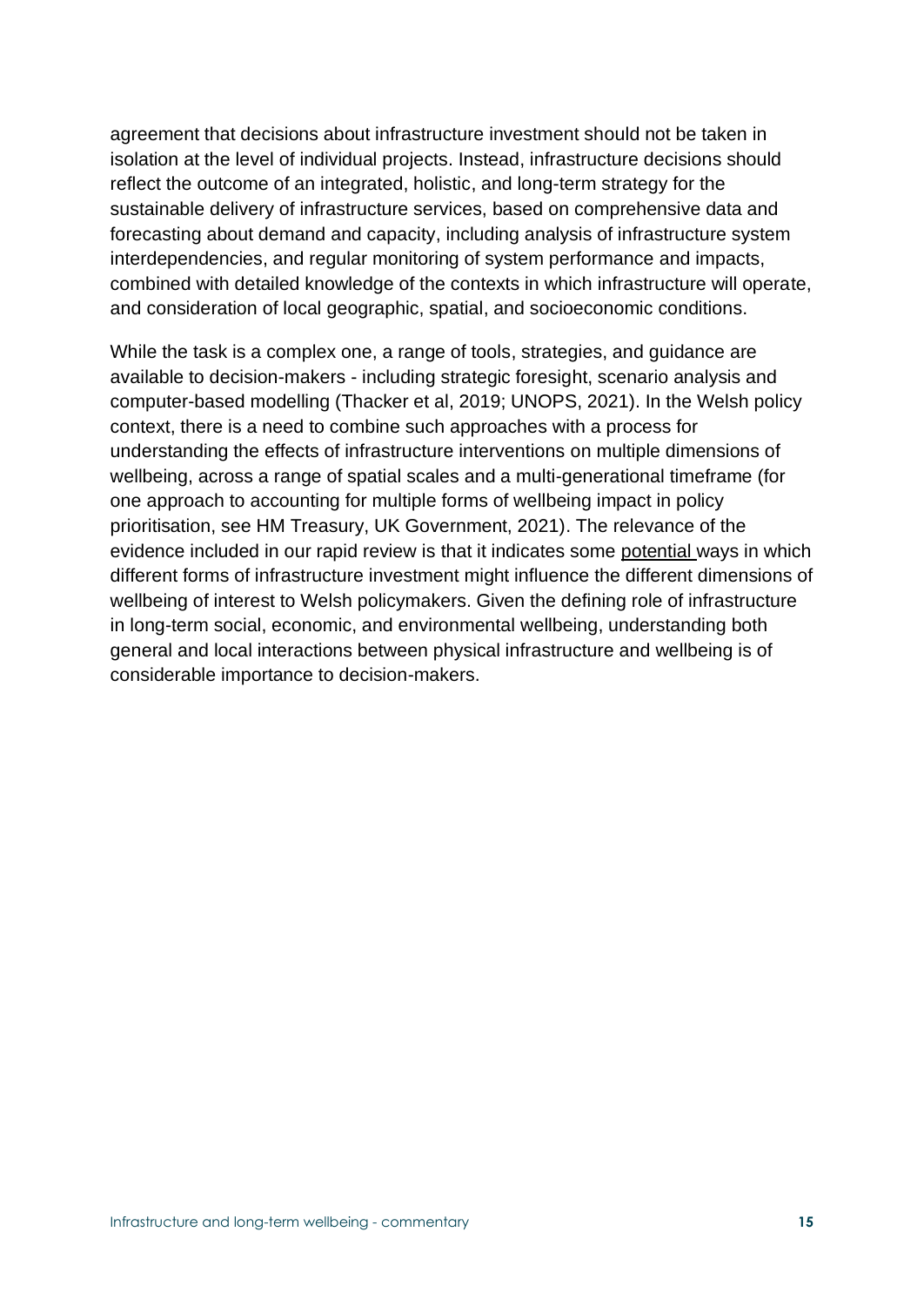agreement that decisions about infrastructure investment should not be taken in isolation at the level of individual projects. Instead, infrastructure decisions should reflect the outcome of an integrated, holistic, and long-term strategy for the sustainable delivery of infrastructure services, based on comprehensive data and forecasting about demand and capacity, including analysis of infrastructure system interdependencies, and regular monitoring of system performance and impacts, combined with detailed knowledge of the contexts in which infrastructure will operate, and consideration of local geographic, spatial, and socioeconomic conditions.

While the task is a complex one, a range of tools, strategies, and guidance are available to decision-makers - including strategic foresight, scenario analysis and computer-based modelling (Thacker et al, 2019; UNOPS, 2021). In the Welsh policy context, there is a need to combine such approaches with a process for understanding the effects of infrastructure interventions on multiple dimensions of wellbeing, across a range of spatial scales and a multi-generational timeframe (for one approach to accounting for multiple forms of wellbeing impact in policy prioritisation, see HM Treasury, UK Government, 2021). The relevance of the evidence included in our rapid review is that it indicates some potential ways in which different forms of infrastructure investment might influence the different dimensions of wellbeing of interest to Welsh policymakers. Given the defining role of infrastructure in long-term social, economic, and environmental wellbeing, understanding both general and local interactions between physical infrastructure and wellbeing is of considerable importance to decision-makers.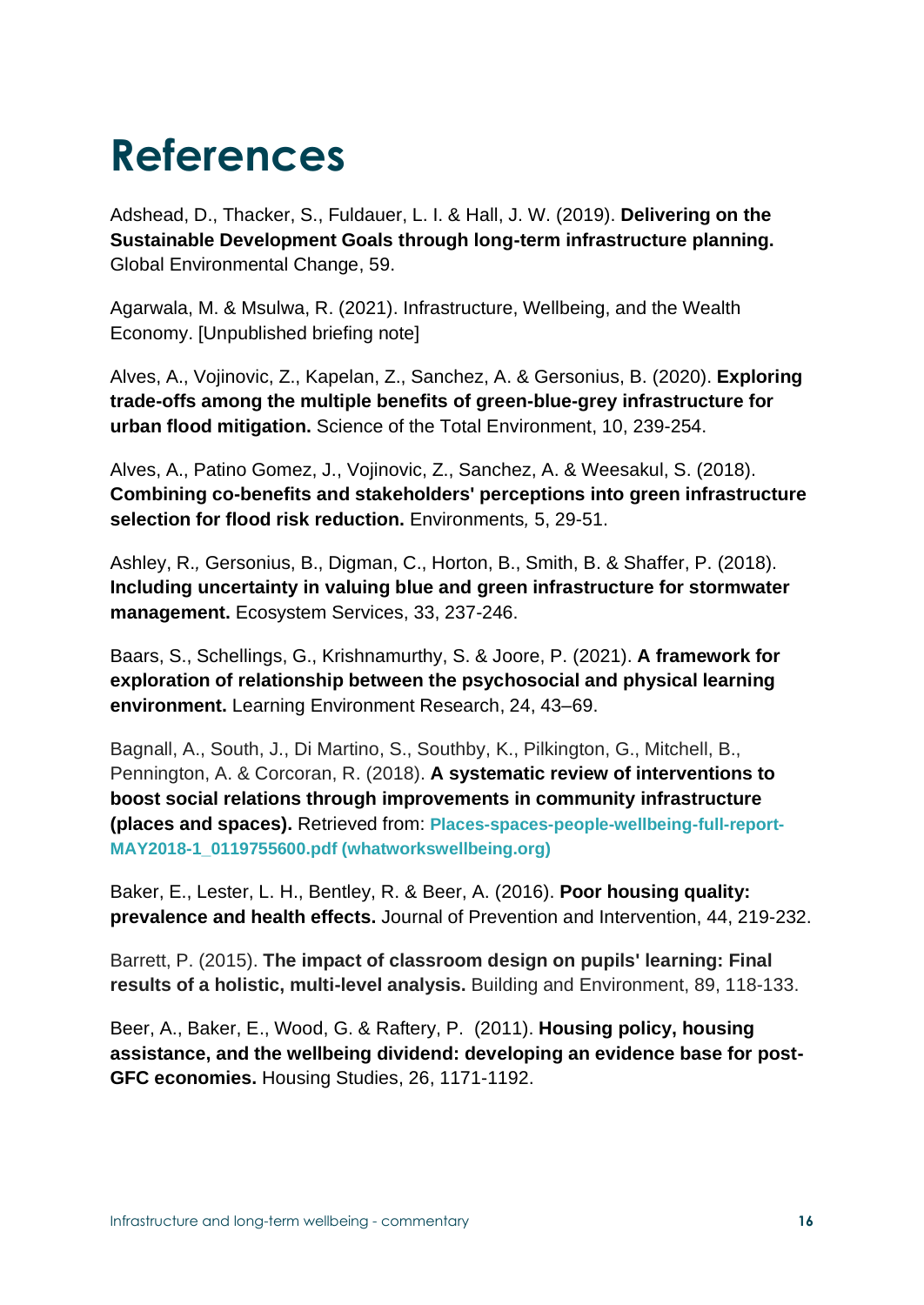# References

Adshead, D., Thacker, S., Fuldauer, L. I. & Hall, J. W. (2019). **Delivering on the Sustainable Development Goals through long-term infrastructure planning.** Global Environmental Change, 59.

Agarwala, M. & Msulwa, R. (2021). Infrastructure, Wellbeing, and the Wealth Economy. [Unpublished briefing note]

Alves, A., Vojinovic, Z., Kapelan, Z., Sanchez, A. & Gersonius, B. (2020). **Exploring trade-offs among the multiple benefits of green-blue-grey infrastructure for urban flood mitigation.** Science of the Total Environment, 10, 239-254.

Alves, A., Patino Gomez, J., Vojinovic, Z., Sanchez, A. & Weesakul, S. (2018). **Combining co-benefits and stakeholders' perceptions into green infrastructure selection for flood risk reduction.** Environments*,* 5, 29-51.

Ashley, R.*,* Gersonius, B., Digman, C., Horton, B., Smith, B. & Shaffer, P. (2018). **Including uncertainty in valuing blue and green infrastructure for stormwater management.** Ecosystem Services, 33, 237-246.

Baars, S., Schellings, G., Krishnamurthy, S. & Joore, P. (2021). **A framework for exploration of relationship between the psychosocial and physical learning environment.** Learning Environment Research, 24, 43–69.

Bagnall, A., South, J., Di Martino, S., Southby, K., Pilkington, G., Mitchell, B., Pennington, A. & Corcoran, R. (2018). **A systematic review of interventions to boost social relations through improvements in community infrastructure (places and spaces).** Retrieved from: **Places-spaces-people-wellbeing-full-report-MAY2018-1_0119755600.pdf (whatworkswellbeing.org)**

Baker, E., Lester, L. H., Bentley, R. & Beer, A. (2016). **Poor housing quality: prevalence and health effects.** Journal of Prevention and Intervention, 44, 219-232.

Barrett, P. (2015). **The impact of classroom design on pupils' learning: Final results of a holistic, multi-level analysis.** Building and Environment, 89, 118-133.

Beer, A., Baker, E., Wood, G. & Raftery, P. (2011). **Housing policy, housing assistance, and the wellbeing dividend: developing an evidence base for post-GFC economies.** Housing Studies, 26, 1171-1192.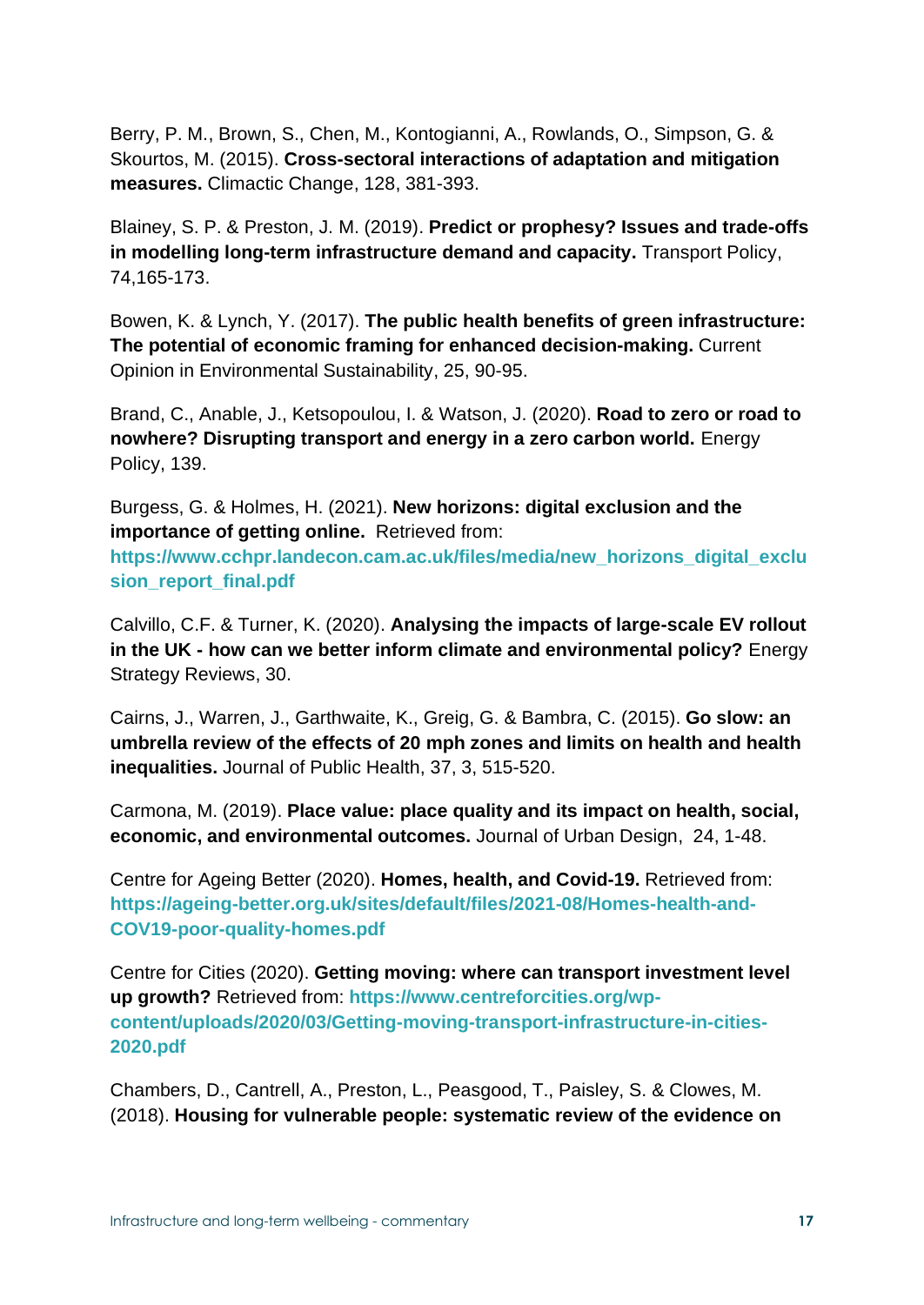Berry, P. M., Brown, S., Chen, M., Kontogianni, A., Rowlands, O., Simpson, G. & Skourtos, M. (2015). **Cross-sectoral interactions of adaptation and mitigation measures.** Climactic Change, 128, 381-393.

Blainey, S. P. & Preston, J. M. (2019). **Predict or prophesy? Issues and trade-offs in modelling long-term infrastructure demand and capacity.** Transport Policy, 74,165-173.

Bowen, K. & Lynch, Y. (2017). **The public health benefits of green infrastructure: The potential of economic framing for enhanced decision-making.** Current Opinion in Environmental Sustainability, 25, 90-95.

Brand, C., Anable, J., Ketsopoulou, I. & Watson, J. (2020). **Road to zero or road to nowhere? Disrupting transport and energy in a zero carbon world.** Energy Policy, 139.

Burgess, G. & Holmes, H. (2021). **New horizons: digital exclusion and the importance of getting online.** Retrieved from: **https://www.cchpr.landecon.cam.ac.uk/files/media/new_horizons_digital_exclusion_report_final.pdf**

Calvillo, C.F. & Turner, K. (2020). **Analysing the impacts of large-scale EV rollout in the UK - how can we better inform climate and environmental policy?** Energy Strategy Reviews, 30.

Cairns, J., Warren, J., Garthwaite, K., Greig, G. & Bambra, C. (2015). **Go slow: an umbrella review of the effects of 20 mph zones and limits on health and health inequalities.** Journal of Public Health, 37, 3, 515-520.

Carmona, M. (2019). **Place value: place quality and its impact on health, social, economic, and environmental outcomes.** Journal of Urban Design, 24, 1-48.

Centre for Ageing Better (2020). **Homes, health, and Covid-19.** Retrieved from: **https://ageing-better.org.uk/sites/default/files/2021-08/Homes-health-and-COV19-poor-quality-homes.pdf**

Centre for Cities (2020). **Getting moving: where can transport investment level up growth?** Retrieved from: **https://www.centreforcities.org/wp-content/uploads/2020/03/Getting-moving-transport-infrastructure-in-cities-2020.pdf**

Chambers, D., Cantrell, A., Preston, L., Peasgood, T., Paisley, S. & Clowes, M. (2018). **Housing for vulnerable people: systematic review of the evidence on**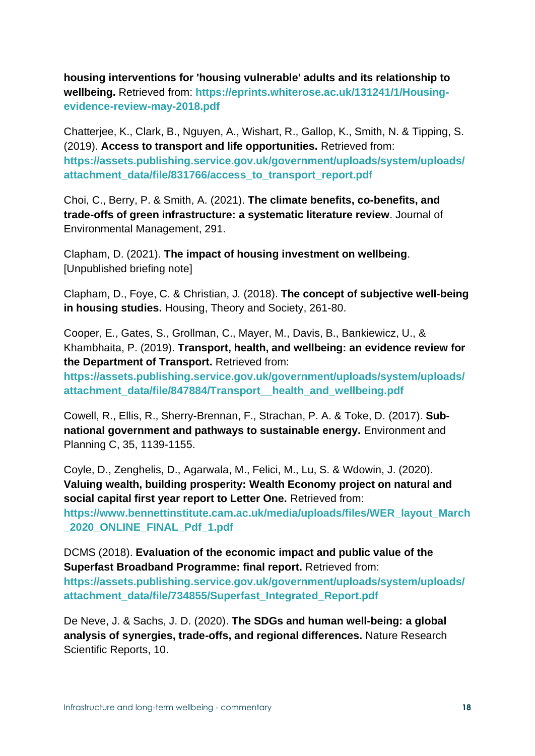**housing interventions for 'housing vulnerable' adults and its relationship to wellbeing.** Retrieved from: **https://eprints.whiterose.ac.uk/131241/1/Housing-evidence-review-may-2018.pdf**

Chatterjee, K., Clark, B., Nguyen, A., Wishart, R., Gallop, K., Smith, N. & Tipping, S. (2019). **Access to transport and life opportunities.** Retrieved from: **https://assets.publishing.service.gov.uk/government/uploads/system/uploads/attachment_data/file/831766/access_to_transport_report.pdf**

Choi, C., Berry, P. & Smith, A. (2021). **The climate benefits, co-benefits, and trade-offs of green infrastructure: a systematic literature review**. Journal of Environmental Management, 291.

Clapham, D. (2021). **The impact of housing investment on wellbeing**. [Unpublished briefing note]

Clapham, D., Foye, C. & Christian, J. (2018). **The concept of subjective well-being in housing studies.** Housing, Theory and Society, 261-80.

Cooper, E., Gates, S., Grollman, C., Mayer, M., Davis, B., Bankiewicz, U., & Khambhaita, P. (2019). **Transport, health, and wellbeing: an evidence review for the Department of Transport.** Retrieved from: **https://assets.publishing.service.gov.uk/government/uploads/system/uploads/attachment_data/file/847884/Transport__health_and_wellbeing.pdf**

Cowell, R., Ellis, R., Sherry-Brennan, F., Strachan, P. A. & Toke, D. (2017). **Sub-national government and pathways to sustainable energy.** Environment and Planning C, 35, 1139-1155.

Coyle, D., Zenghelis, D., Agarwala, M., Felici, M., Lu, S. & Wdowin, J. (2020). **Valuing wealth, building prosperity: Wealth Economy project on natural and social capital first year report to Letter One.** Retrieved from: **https://www.bennettinstitute.cam.ac.uk/media/uploads/files/WER_layout_March_2020_ONLINE_FINAL_Pdf_1.pdf**

DCMS (2018). **Evaluation of the economic impact and public value of the Superfast Broadband Programme: final report.** Retrieved from: **https://assets.publishing.service.gov.uk/government/uploads/system/uploads/attachment_data/file/734855/Superfast_Integrated_Report.pdf**

De Neve, J. & Sachs, J. D. (2020). **The SDGs and human well-being: a global analysis of synergies, trade-offs, and regional differences.** Nature Research Scientific Reports, 10.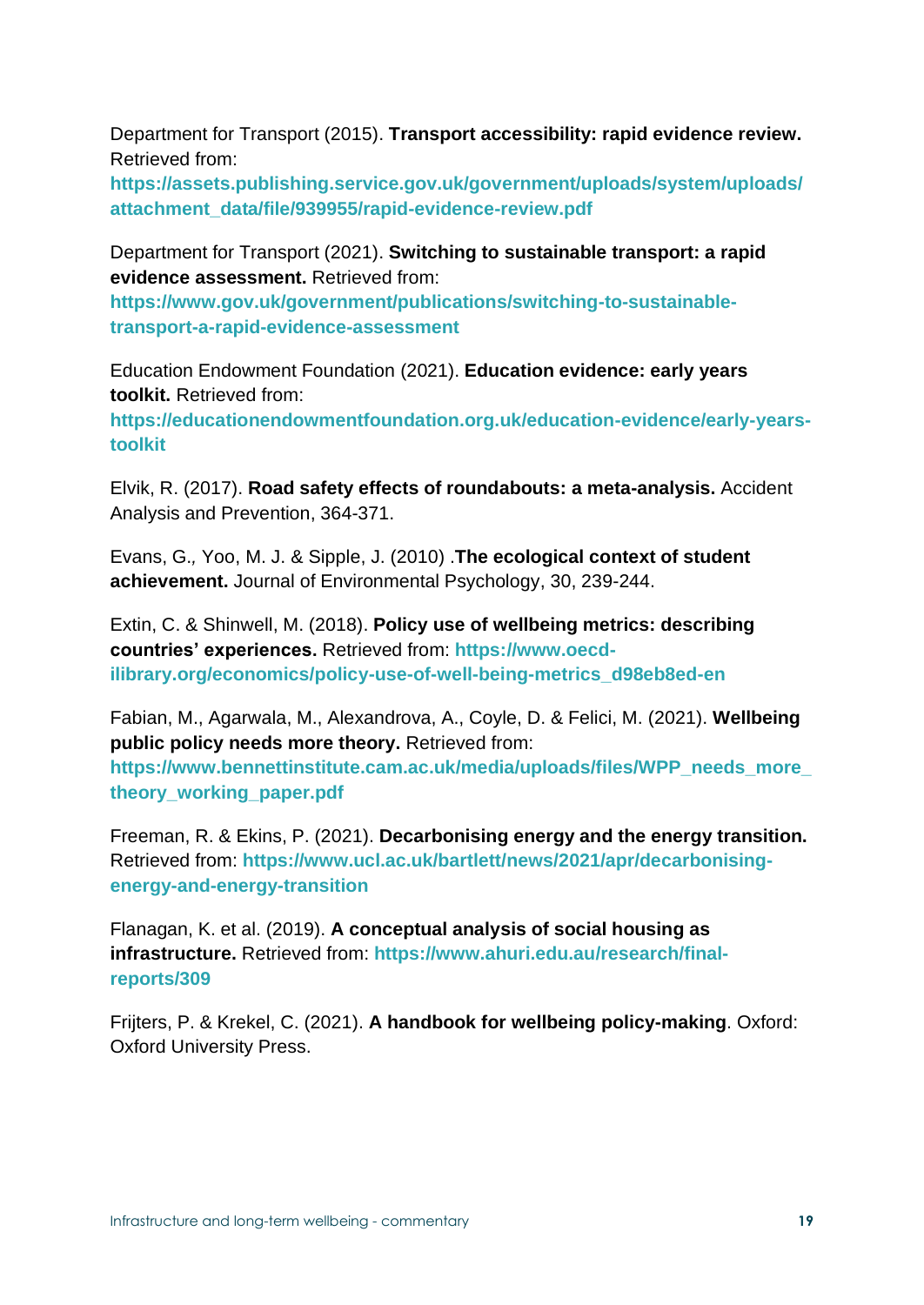Department for Transport (2015). **Transport accessibility: rapid evidence review.** Retrieved from: **https://assets.publishing.service.gov.uk/government/uploads/system/uploads/attachment_data/file/939955/rapid-evidence-review.pdf**

Department for Transport (2021). **Switching to sustainable transport: a rapid evidence assessment.** Retrieved from: **https://www.gov.uk/government/publications/switching-to-sustainable-transport-a-rapid-evidence-assessment**

Education Endowment Foundation (2021). **Education evidence: early years toolkit.** Retrieved from: **https://educationendowmentfoundation.org.uk/education-evidence/early-years-toolkit**

Elvik, R. (2017). **Road safety effects of roundabouts: a meta-analysis.** Accident Analysis and Prevention, 364-371.

Evans, G., Yoo, M. J. & Sipple, J. (2010) .**The ecological context of student achievement.** Journal of Environmental Psychology, 30, 239-244.

Extin, C. & Shinwell, M. (2018). **Policy use of wellbeing metrics: describing countries' experiences.** Retrieved from: **https://www.oecd-ilibrary.org/economics/policy-use-of-well-being-metrics_d98eb8ed-en**

Fabian, M., Agarwala, M., Alexandrova, A., Coyle, D. & Felici, M. (2021). **Wellbeing public policy needs more theory.** Retrieved from: **https://www.bennettinstitute.cam.ac.uk/media/uploads/files/WPP_needs_more_theory_working_paper.pdf**

Freeman, R. & Ekins, P. (2021). **Decarbonising energy and the energy transition.** Retrieved from: **https://www.ucl.ac.uk/bartlett/news/2021/apr/decarbonising-energy-and-energy-transition**

Flanagan, K. et al. (2019). **A conceptual analysis of social housing as infrastructure.** Retrieved from: **https://www.ahuri.edu.au/research/final-reports/309**

Frijters, P. & Krekel, C. (2021). **A handbook for wellbeing policy-making**. Oxford: Oxford University Press.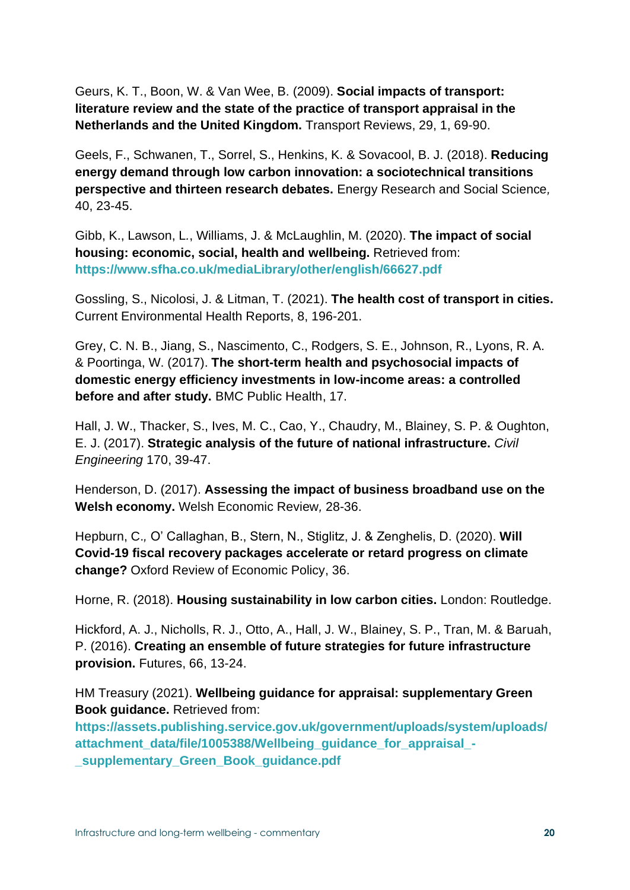Geurs, K. T., Boon, W. & Van Wee, B. (2009). **Social impacts of transport: literature review and the state of the practice of transport appraisal in the Netherlands and the United Kingdom.** Transport Reviews, 29, 1, 69-90.

Geels, F., Schwanen, T., Sorrel, S., Henkins, K. & Sovacool, B. J. (2018). **Reducing energy demand through low carbon innovation: a sociotechnical transitions perspective and thirteen research debates.** Energy Research and Social Science*,* 40, 23-45.

Gibb, K., Lawson, L., Williams, J. & McLaughlin, M. (2020). **The impact of social housing: economic, social, health and wellbeing.** Retrieved from: **https://www.sfha.co.uk/mediaLibrary/other/english/66627.pdf**

Gossling, S., Nicolosi, J. & Litman, T. (2021). **The health cost of transport in cities.** Current Environmental Health Reports, 8, 196-201.

Grey, C. N. B., Jiang, S., Nascimento, C., Rodgers, S. E., Johnson, R., Lyons, R. A. & Poortinga, W. (2017). **The short-term health and psychosocial impacts of domestic energy efficiency investments in low-income areas: a controlled before and after study.** BMC Public Health, 17.

Hall, J. W., Thacker, S., Ives, M. C., Cao, Y., Chaudry, M., Blainey, S. P. & Oughton, E. J. (2017). **Strategic analysis of the future of national infrastructure.** *Civil Engineering* 170, 39-47.

Henderson, D. (2017). **Assessing the impact of business broadband use on the Welsh economy.** Welsh Economic Review*,* 28-36.

Hepburn, C.*,* O' Callaghan, B., Stern, N., Stiglitz, J. & Zenghelis, D. (2020). **Will Covid-19 fiscal recovery packages accelerate or retard progress on climate change?** Oxford Review of Economic Policy, 36.

Horne, R. (2018). **Housing sustainability in low carbon cities.** London: Routledge.

Hickford, A. J., Nicholls, R. J., Otto, A., Hall, J. W., Blainey, S. P., Tran, M. & Baruah, P. (2016). **Creating an ensemble of future strategies for future infrastructure provision.** Futures, 66, 13-24.

HM Treasury (2021). **Wellbeing guidance for appraisal: supplementary Green Book guidance.** Retrieved from: **https://assets.publishing.service.gov.uk/government/uploads/system/uploads/attachment_data/file/1005388/Wellbeing_guidance_for_appraisal_-_supplementary_Green_Book_guidance.pdf**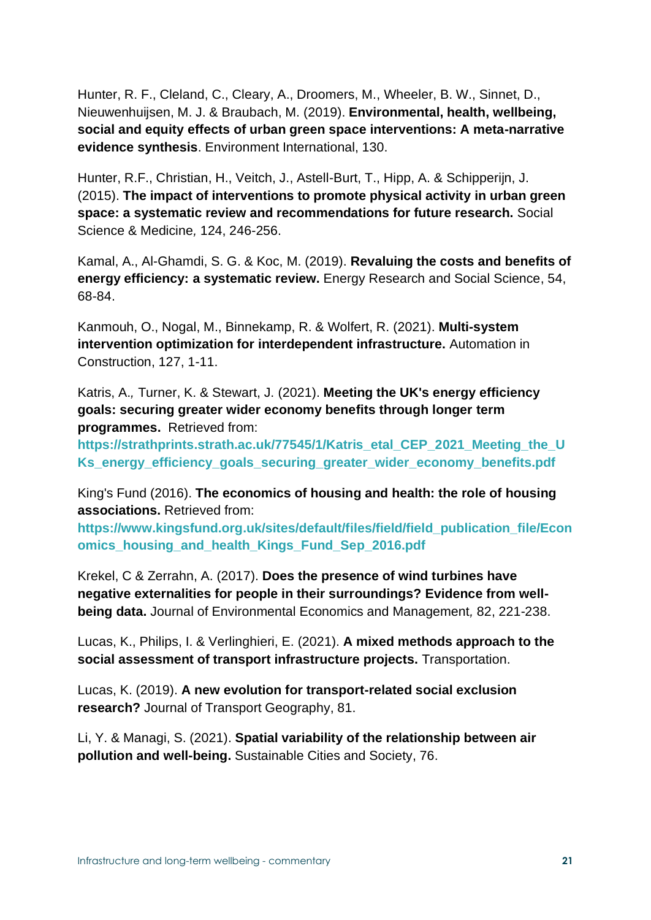Hunter, R. F., Cleland, C., Cleary, A., Droomers, M., Wheeler, B. W., Sinnet, D., Nieuwenhuijsen, M. J. & Braubach, M. (2019). **Environmental, health, wellbeing, social and equity effects of urban green space interventions: A meta-narrative evidence synthesis**. Environment International, 130.

Hunter, R.F., Christian, H., Veitch, J., Astell-Burt, T., Hipp, A. & Schipperijn, J. (2015). **The impact of interventions to promote physical activity in urban green space: a systematic review and recommendations for future research.** Social Science & Medicine*,* 124, 246-256.

Kamal, A., Al-Ghamdi, S. G. & Koc, M. (2019). **Revaluing the costs and benefits of energy efficiency: a systematic review.** Energy Research and Social Science, 54, 68-84.

Kanmouh, O., Nogal, M., Binnekamp, R. & Wolfert, R. (2021). **Multi-system intervention optimization for interdependent infrastructure.** Automation in Construction, 127, 1-11.

Katris, A.*,* Turner, K. & Stewart, J. (2021). **Meeting the UK's energy efficiency goals: securing greater wider economy benefits through longer term programmes.** Retrieved from: **https://strathprints.strath.ac.uk/77545/1/Katris_etal_CEP_2021_Meeting_the_UKs_energy_efficiency_goals_securing_greater_wider_economy_benefits.pdf**

King's Fund (2016). **The economics of housing and health: the role of housing associations.** Retrieved from: **https://www.kingsfund.org.uk/sites/default/files/field/field_publication_file/Economics_housing_and_health_Kings_Fund_Sep_2016.pdf**

Krekel, C & Zerrahn, A. (2017). **Does the presence of wind turbines have negative externalities for people in their surroundings? Evidence from well-being data.** Journal of Environmental Economics and Management*,* 82, 221-238.

Lucas, K., Philips, I. & Verlinghieri, E. (2021). **A mixed methods approach to the social assessment of transport infrastructure projects.** Transportation.

Lucas, K. (2019). **A new evolution for transport-related social exclusion research?** Journal of Transport Geography, 81.

Li, Y. & Managi, S. (2021). **Spatial variability of the relationship between air pollution and well-being.** Sustainable Cities and Society, 76.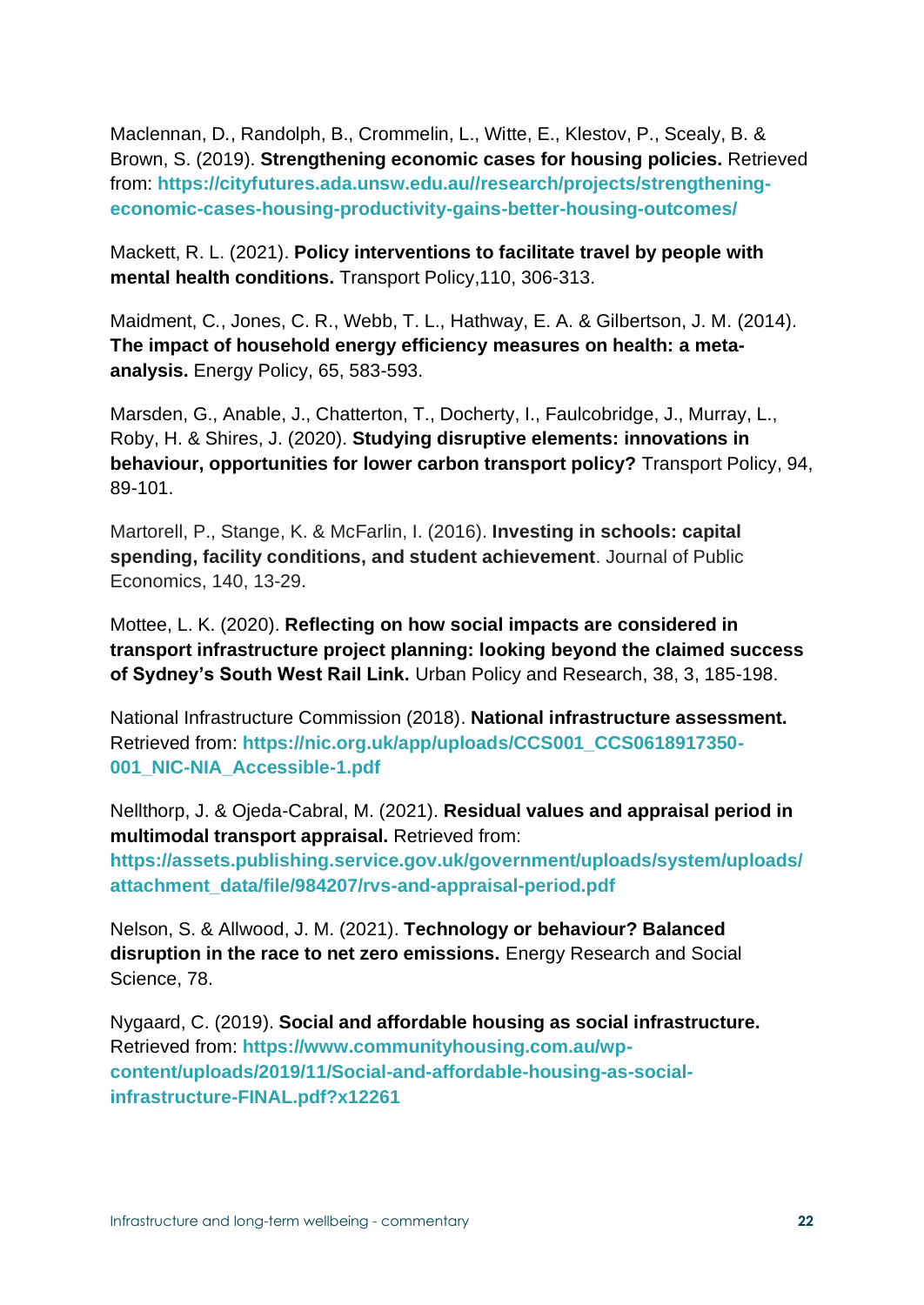Maclennan, D., Randolph, B., Crommelin, L., Witte, E., Klestov, P., Scealy, B. & Brown, S. (2019). **Strengthening economic cases for housing policies.** Retrieved from: **https://cityfutures.ada.unsw.edu.au//research/projects/strengthening-economic-cases-housing-productivity-gains-better-housing-outcomes/**

Mackett, R. L. (2021). **Policy interventions to facilitate travel by people with mental health conditions.** Transport Policy,110, 306-313.

Maidment, C., Jones, C. R., Webb, T. L., Hathway, E. A. & Gilbertson, J. M. (2014). **The impact of household energy efficiency measures on health: a meta-analysis.** Energy Policy, 65, 583-593.

Marsden, G., Anable, J., Chatterton, T., Docherty, I., Faulcobridge, J., Murray, L., Roby, H. & Shires, J. (2020). **Studying disruptive elements: innovations in behaviour, opportunities for lower carbon transport policy?** Transport Policy, 94, 89-101.

Martorell, P., Stange, K. & McFarlin, I. (2016). **Investing in schools: capital spending, facility conditions, and student achievement**. Journal of Public Economics, 140, 13-29.

Mottee, L. K. (2020). **Reflecting on how social impacts are considered in transport infrastructure project planning: looking beyond the claimed success of Sydney's South West Rail Link.** Urban Policy and Research, 38, 3, 185-198.

National Infrastructure Commission (2018). **National infrastructure assessment.** Retrieved from: **https://nic.org.uk/app/uploads/CCS001_CCS0618917350-001_NIC-NIA_Accessible-1.pdf**

Nellthorp, J. & Ojeda-Cabral, M. (2021). **Residual values and appraisal period in multimodal transport appraisal.** Retrieved from: **https://assets.publishing.service.gov.uk/government/uploads/system/uploads/attachment_data/file/984207/rvs-and-appraisal-period.pdf**

Nelson, S. & Allwood, J. M. (2021). **Technology or behaviour? Balanced disruption in the race to net zero emissions.** Energy Research and Social Science, 78.

Nygaard, C. (2019). **Social and affordable housing as social infrastructure.** Retrieved from: **https://www.communityhousing.com.au/wp-content/uploads/2019/11/Social-and-affordable-housing-as-social-infrastructure-FINAL.pdf?x12261**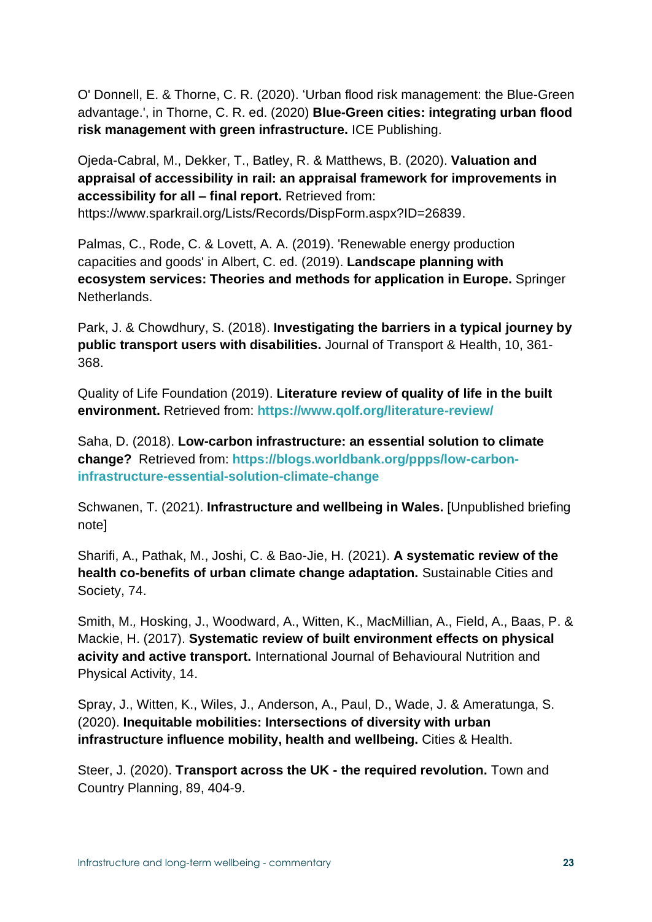O' Donnell, E. & Thorne, C. R. (2020). 'Urban flood risk management: the Blue-Green advantage.', in Thorne, C. R. ed. (2020) **Blue-Green cities: integrating urban flood risk management with green infrastructure.** ICE Publishing.

Ojeda-Cabral, M., Dekker, T., Batley, R. & Matthews, B. (2020). **Valuation and appraisal of accessibility in rail: an appraisal framework for improvements in accessibility for all – final report.** Retrieved from: https://www.sparkrail.org/Lists/Records/DispForm.aspx?ID=26839.

Palmas, C., Rode, C. & Lovett, A. A. (2019). 'Renewable energy production capacities and goods' in Albert, C. ed. (2019). **Landscape planning with ecosystem services: Theories and methods for application in Europe.** Springer Netherlands.

Park, J. & Chowdhury, S. (2018). **Investigating the barriers in a typical journey by public transport users with disabilities.** Journal of Transport & Health, 10, 361-368.

Quality of Life Foundation (2019). **Literature review of quality of life in the built environment.** Retrieved from: **https://www.qolf.org/literature-review/**

Saha, D. (2018). **Low-carbon infrastructure: an essential solution to climate change?** Retrieved from: **https://blogs.worldbank.org/ppps/low-carbon-infrastructure-essential-solution-climate-change**

Schwanen, T. (2021). **Infrastructure and wellbeing in Wales.** [Unpublished briefing note]

Sharifi, A., Pathak, M., Joshi, C. & Bao-Jie, H. (2021). **A systematic review of the health co-benefits of urban climate change adaptation.** Sustainable Cities and Society, 74.

Smith, M., Hosking, J., Woodward, A., Witten, K., MacMillian, A., Field, A., Baas, P. & Mackie, H. (2017). **Systematic review of built environment effects on physical acivity and active transport.** International Journal of Behavioural Nutrition and Physical Activity, 14.

Spray, J., Witten, K., Wiles, J., Anderson, A., Paul, D., Wade, J. & Ameratunga, S. (2020). **Inequitable mobilities: Intersections of diversity with urban infrastructure influence mobility, health and wellbeing.** Cities & Health.

Steer, J. (2020). **Transport across the UK - the required revolution.** Town and Country Planning, 89, 404-9.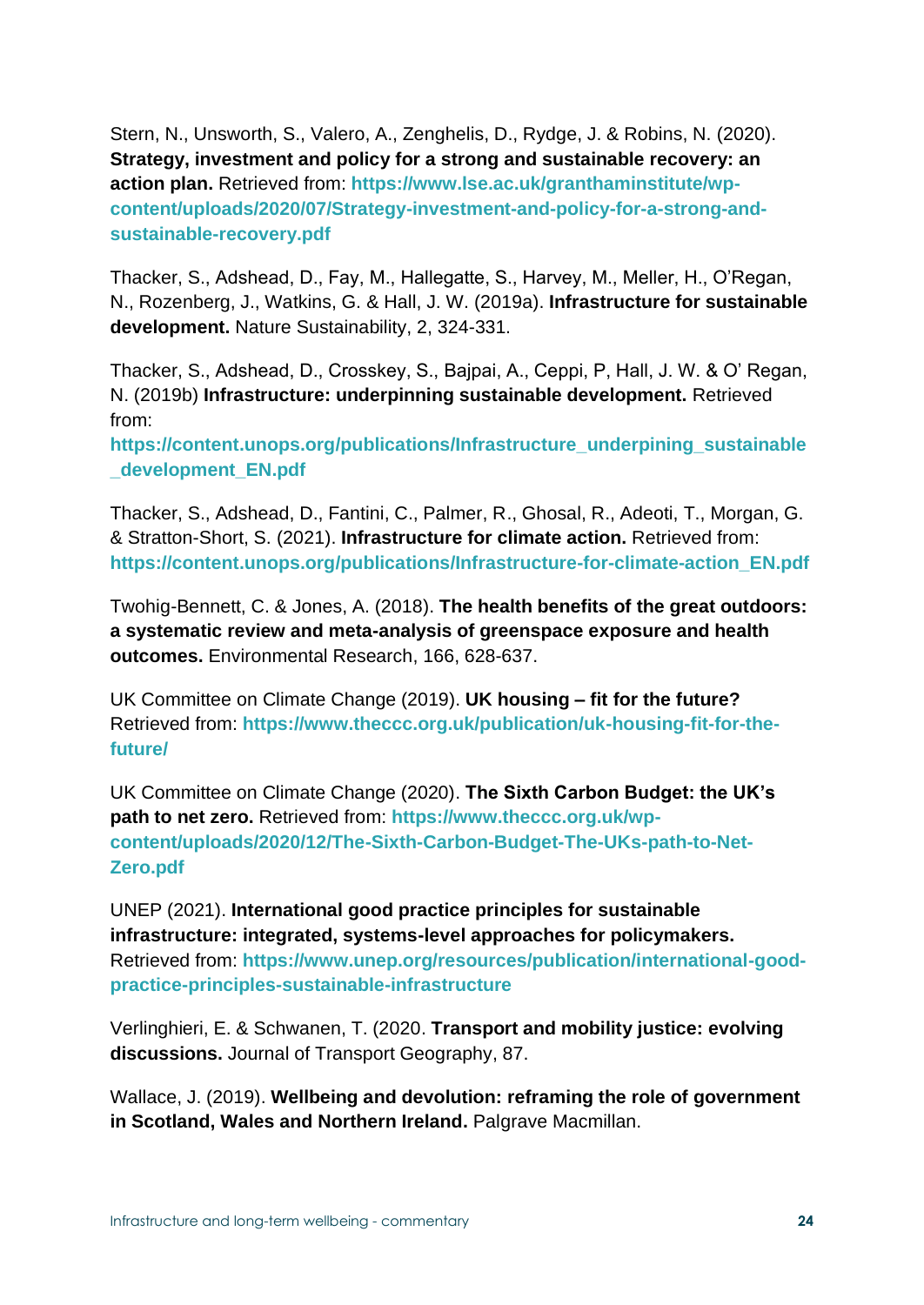Stern, N., Unsworth, S., Valero, A., Zenghelis, D., Rydge, J. & Robins, N. (2020). **Strategy, investment and policy for a strong and sustainable recovery: an action plan.** Retrieved from: **https://www.lse.ac.uk/granthaminstitute/wp-content/uploads/2020/07/Strategy-investment-and-policy-for-a-strong-and-sustainable-recovery.pdf**

Thacker, S., Adshead, D., Fay, M., Hallegatte, S., Harvey, M., Meller, H., O'Regan, N., Rozenberg, J., Watkins, G. & Hall, J. W. (2019a). **Infrastructure for sustainable development.** Nature Sustainability, 2, 324-331.

Thacker, S., Adshead, D., Crosskey, S., Bajpai, A., Ceppi, P, Hall, J. W. & O' Regan, N. (2019b) **Infrastructure: underpinning sustainable development.** Retrieved from: **https://content.unops.org/publications/Infrastructure_underpining_sustainable_development_EN.pdf**

Thacker, S., Adshead, D., Fantini, C., Palmer, R., Ghosal, R., Adeoti, T., Morgan, G. & Stratton-Short, S. (2021). **Infrastructure for climate action.** Retrieved from: **https://content.unops.org/publications/Infrastructure-for-climate-action_EN.pdf**

Twohig-Bennett, C. & Jones, A. (2018). **The health benefits of the great outdoors: a systematic review and meta-analysis of greenspace exposure and health outcomes.** Environmental Research, 166, 628-637.

UK Committee on Climate Change (2019). **UK housing – fit for the future?** Retrieved from: **https://www.theccc.org.uk/publication/uk-housing-fit-for-the-future/**

UK Committee on Climate Change (2020). **The Sixth Carbon Budget: the UK's path to net zero.** Retrieved from: **https://www.theccc.org.uk/wp-content/uploads/2020/12/The-Sixth-Carbon-Budget-The-UKs-path-to-Net-Zero.pdf**

UNEP (2021). **International good practice principles for sustainable infrastructure: integrated, systems-level approaches for policymakers.** Retrieved from: **https://www.unep.org/resources/publication/international-good-practice-principles-sustainable-infrastructure**

Verlinghieri, E. & Schwanen, T. (2020. **Transport and mobility justice: evolving discussions.** Journal of Transport Geography, 87.

Wallace, J. (2019). **Wellbeing and devolution: reframing the role of government in Scotland, Wales and Northern Ireland.** Palgrave Macmillan.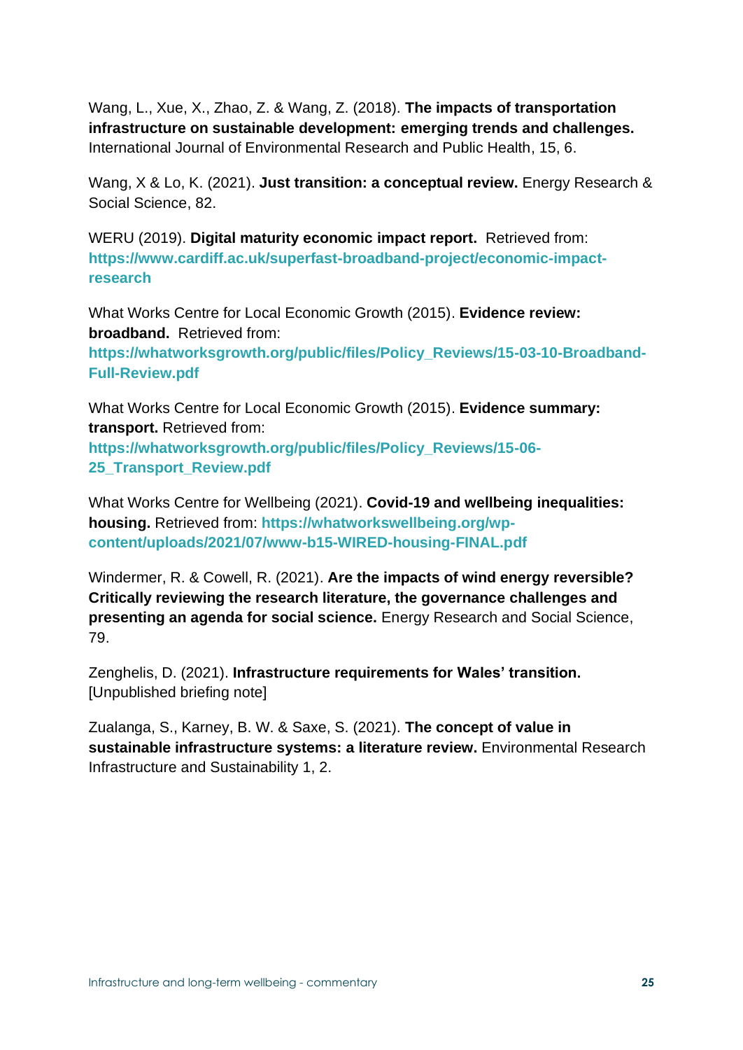Wang, L., Xue, X., Zhao, Z. & Wang, Z. (2018). **The impacts of transportation infrastructure on sustainable development: emerging trends and challenges.** International Journal of Environmental Research and Public Health, 15, 6.

Wang, X & Lo, K. (2021). **Just transition: a conceptual review.** Energy Research & Social Science, 82.

WERU (2019). **Digital maturity economic impact report.** Retrieved from: **https://www.cardiff.ac.uk/superfast-broadband-project/economic-impact-research**

What Works Centre for Local Economic Growth (2015). **Evidence review: broadband.** Retrieved from: **https://whatworksgrowth.org/public/files/Policy_Reviews/15-03-10-Broadband-Full-Review.pdf**

What Works Centre for Local Economic Growth (2015). **Evidence summary: transport.** Retrieved from: **https://whatworksgrowth.org/public/files/Policy_Reviews/15-06-25_Transport_Review.pdf**

What Works Centre for Wellbeing (2021). **Covid-19 and wellbeing inequalities: housing.** Retrieved from: **https://whatworkswellbeing.org/wp-content/uploads/2021/07/www-b15-WIRED-housing-FINAL.pdf**

Windermer, R. & Cowell, R. (2021). **Are the impacts of wind energy reversible? Critically reviewing the research literature, the governance challenges and presenting an agenda for social science.** Energy Research and Social Science, 79.

Zenghelis, D. (2021). **Infrastructure requirements for Wales' transition.** [Unpublished briefing note]

Zualanga, S., Karney, B. W. & Saxe, S. (2021). **The concept of value in sustainable infrastructure systems: a literature review.** Environmental Research Infrastructure and Sustainability 1, 2.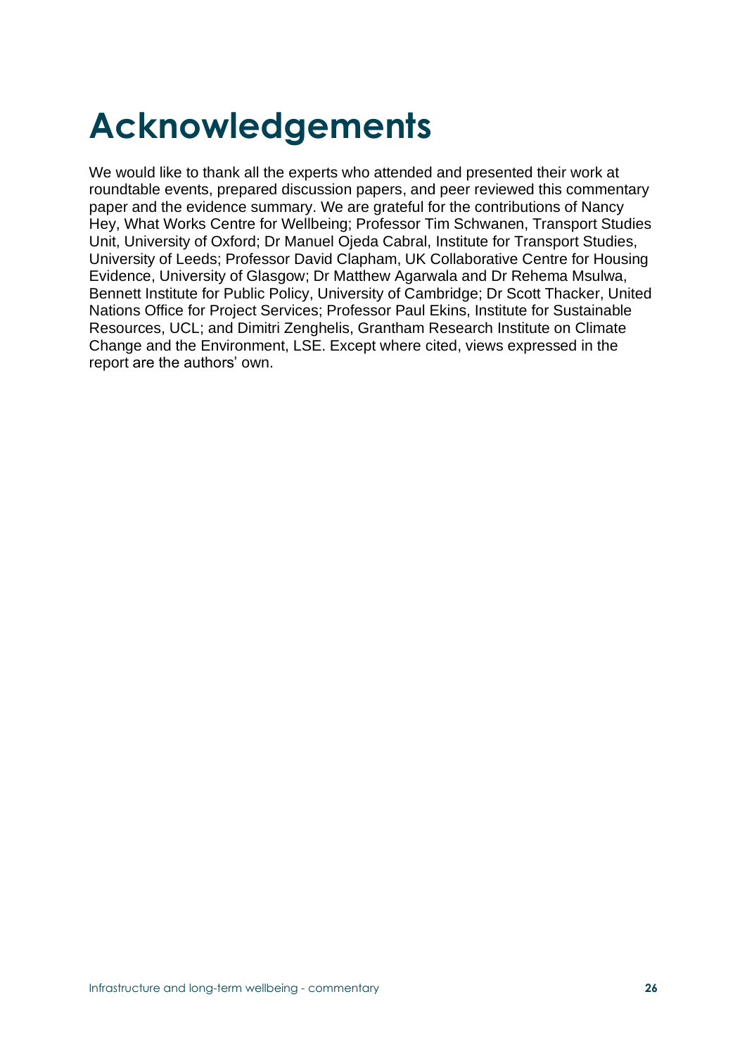# Acknowledgements

We would like to thank all the experts who attended and presented their work at roundtable events, prepared discussion papers, and peer reviewed this commentary paper and the evidence summary. We are grateful for the contributions of Nancy Hey, What Works Centre for Wellbeing; Professor Tim Schwanen, Transport Studies Unit, University of Oxford; Dr Manuel Ojeda Cabral, Institute for Transport Studies, University of Leeds; Professor David Clapham, UK Collaborative Centre for Housing Evidence, University of Glasgow; Dr Matthew Agarwala and Dr Rehema Msulwa, Bennett Institute for Public Policy, University of Cambridge; Dr Scott Thacker, United Nations Office for Project Services; Professor Paul Ekins, Institute for Sustainable Resources, UCL; and Dimitri Zenghelis, Grantham Research Institute on Climate Change and the Environment, LSE. Except where cited, views expressed in the report are the authors' own.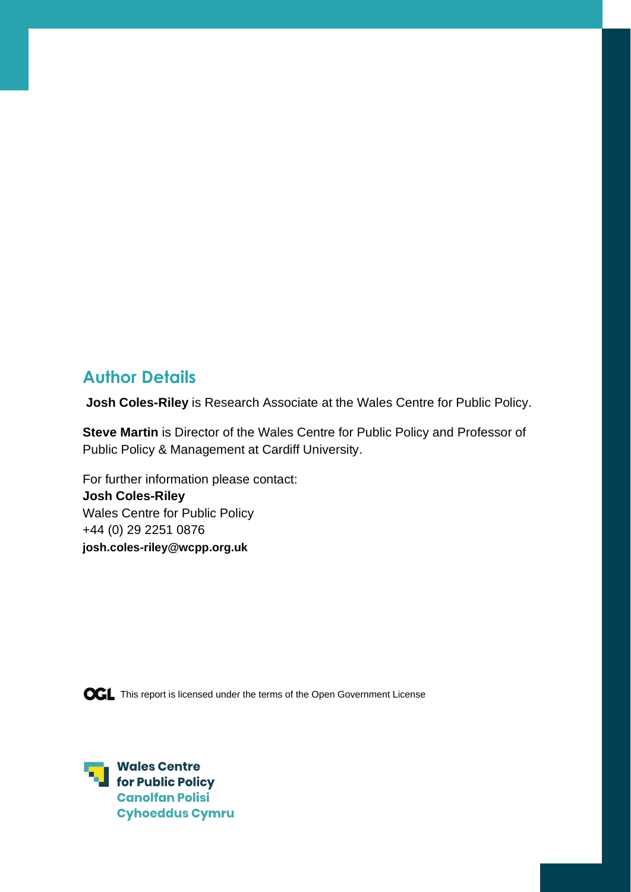## Author Details

**Josh Coles-Riley** is Research Associate at the Wales Centre for Public Policy.

**Steve Martin** is Director of the Wales Centre for Public Policy and Professor of Public Policy & Management at Cardiff University.

For further information please contact:
**Josh Coles-Riley**
Wales Centre for Public Policy
+44 (0) 29 2251 0876
**josh.coles-riley@wcpp.org.uk**

This report is licensed under the terms of the Open Government License

Wales Centre for Public Policy
Canolfan Polisi Cyhoeddus Cymru